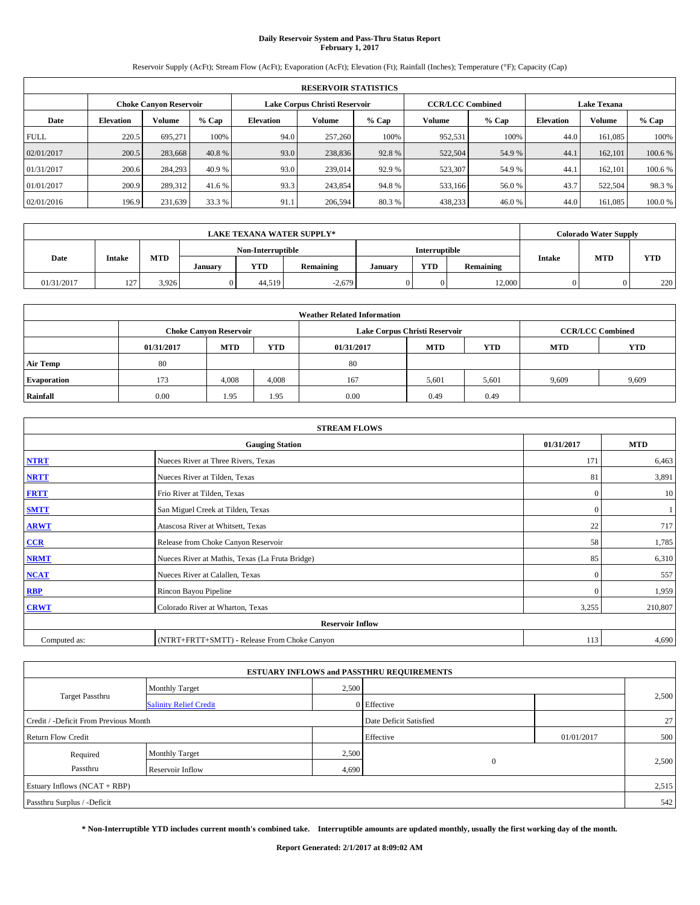# Daily Reservoir System and Pass-Thru Status Report
## February 1, 2017

Reservoir Supply (AcFt); Stream Flow (AcFt); Evaporation (AcFt); Elevation (Ft); Rainfall (Inches); Temperature (°F); Capacity (Cap)

| RESERVOIR STATISTICS | | | | | | | | | | | |
|---|---|---|---|---|---|---|---|---|---|---|---|
| | Choke Canyon Reservoir | | | Lake Corpus Christi Reservoir | | | CCR/LCC Combined | | Lake Texana | | |
| Date | Elevation | Volume | % Cap | Elevation | Volume | % Cap | Volume | % Cap | Elevation | Volume | % Cap |
| FULL | 220.5 | 695,271 | 100% | 94.0 | 257,260 | 100% | 952,531 | 100% | 44.0 | 161,085 | 100% |
| 02/01/2017 | 200.5 | 283,668 | 40.8 % | 93.0 | 238,836 | 92.8 % | 522,504 | 54.9 % | 44.1 | 162,101 | 100.6 % |
| 01/31/2017 | 200.6 | 284,293 | 40.9 % | 93.0 | 239,014 | 92.9 % | 523,307 | 54.9 % | 44.1 | 162,101 | 100.6 % |
| 01/01/2017 | 200.9 | 289,312 | 41.6 % | 93.3 | 243,854 | 94.8 % | 533,166 | 56.0 % | 43.7 | 522,504 | 98.3 % |
| 02/01/2016 | 196.9 | 231,639 | 33.3 % | 91.1 | 206,594 | 80.3 % | 438,233 | 46.0 % | 44.0 | 161,085 | 100.0 % |

| LAKE TEXANA WATER SUPPLY* | | | | | | | | | Colorado Water Supply | | |
|---|---|---|---|---|---|---|---|---|---|---|---|
| Date | Intake | MTD | Non-Interruptible | | | Interruptible | | | Intake | MTD | YTD |
| | | | January | YTD | Remaining | January | YTD | Remaining | | | |
| 01/31/2017 | 127 | 3,926 | 0 | 44,519 | -2,679 | 0 | 0 | 12,000 | 0 | 0 | 220 |

| Weather Related Information | | | | | | | | |
|---|---|---|---|---|---|---|---|---|
| | Choke Canyon Reservoir | | | Lake Corpus Christi Reservoir | | | CCR/LCC Combined | |
| | 01/31/2017 | MTD | YTD | 01/31/2017 | MTD | YTD | MTD | YTD |
| Air Temp | 80 | | | 80 | | | | |
| Evaporation | 173 | 4,008 | 4,008 | 167 | 5,601 | 5,601 | 9,609 | 9,609 |
| Rainfall | 0.00 | 1.95 | 1.95 | 0.00 | 0.49 | 0.49 | | |

| STREAM FLOWS | | | |
|---|---|---|---|
| Gauging Station | | 01/31/2017 | MTD |
| NTRT | Nueces River at Three Rivers, Texas | 171 | 6,463 |
| NRTT | Nueces River at Tilden, Texas | 81 | 3,891 |
| FRTT | Frio River at Tilden, Texas | 0 | 10 |
| SMTT | San Miguel Creek at Tilden, Texas | 0 | 1 |
| ARWT | Atascosa River at Whitsett, Texas | 22 | 717 |
| CCR | Release from Choke Canyon Reservoir | 58 | 1,785 |
| NRMT | Nueces River at Mathis, Texas (La Fruta Bridge) | 85 | 6,310 |
| NCAT | Nueces River at Calallen, Texas | 0 | 557 |
| RBP | Rincon Bayou Pipeline | 0 | 1,959 |
| CRWT | Colorado River at Wharton, Texas | 3,255 | 210,807 |
| Reservoir Inflow | | | |
| Computed as: | (NTRT+FRTT+SMTT) - Release From Choke Canyon | 113 | 4,690 |

| ESTUARY INFLOWS and PASSTHRU REQUIREMENTS | | | | | |
|---|---|---|---|---|---|
| Target Passthru | Monthly Target | 2,500 | | | 2,500 |
| | Salinity Relief Credit | 0 | Effective | | |
| Credit / -Deficit From Previous Month | | | Date Deficit Satisfied | | 27 |
| Return Flow Credit | | | Effective | 01/01/2017 | 500 |
| Required Passthru | Monthly Target | 2,500 | 0 | | 2,500 |
| | Reservoir Inflow | 4,690 | | | |
| Estuary Inflows (NCAT + RBP) | | | | | 2,515 |
| Passthru Surplus / -Deficit | | | | | 542 |

**\* Non-Interruptible YTD includes current month's combined take. Interruptible amounts are updated monthly, usually the first working day of the month.**

**Report Generated: 2/1/2017 at 8:09:02 AM**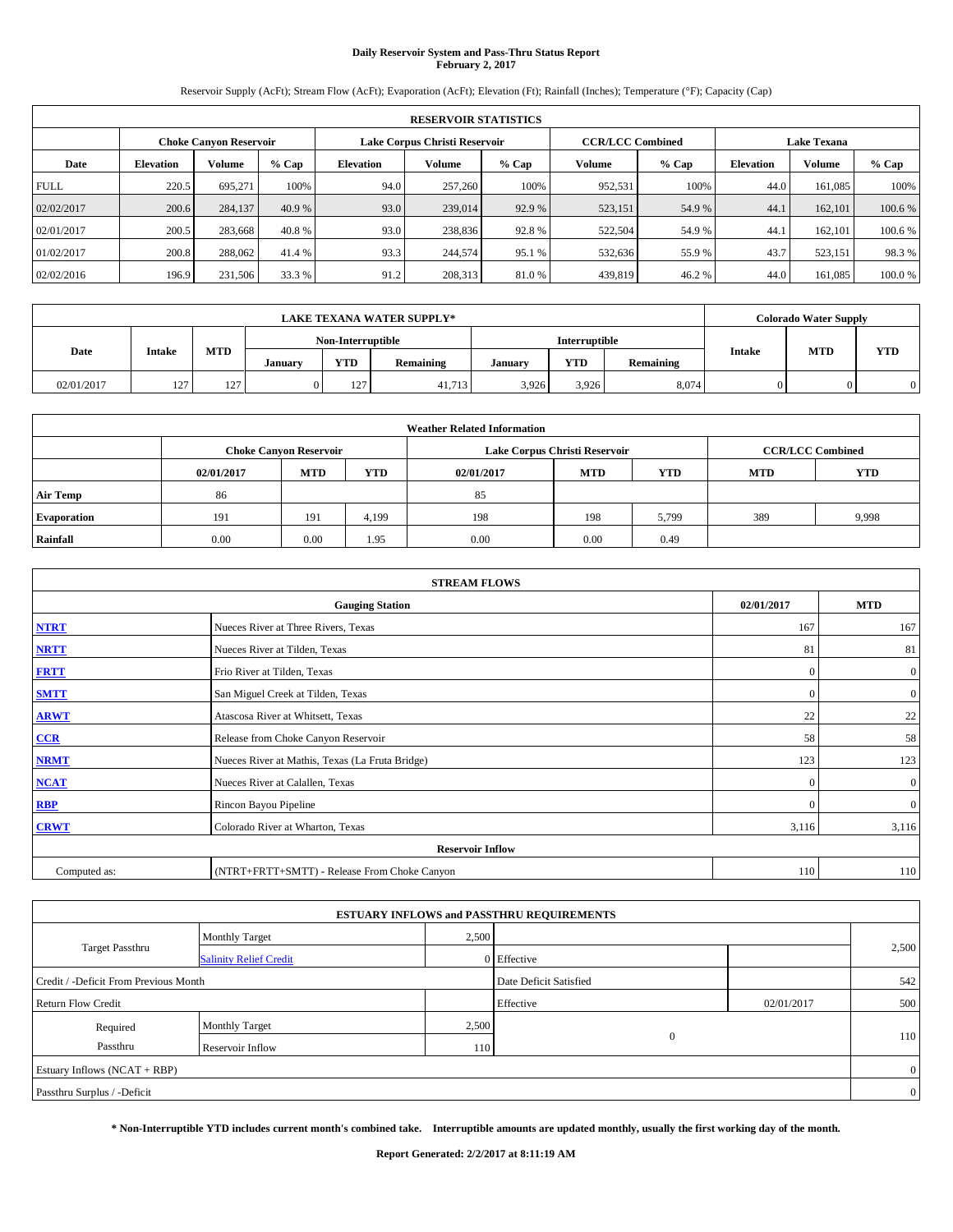# Daily Reservoir System and Pass-Thru Status Report
**February 2, 2017**

Reservoir Supply (AcFt); Stream Flow (AcFt); Evaporation (AcFt); Elevation (Ft); Rainfall (Inches); Temperature (°F); Capacity (Cap)

| RESERVOIR STATISTICS | | | | | | | | | | | |
|---|---|---|---|---|---|---|---|---|---|---|---|
| | Choke Canyon Reservoir | | | Lake Corpus Christi Reservoir | | | CCR/LCC Combined | | Lake Texana | | |
| Date | Elevation | Volume | % Cap | Elevation | Volume | % Cap | Volume | % Cap | Elevation | Volume | % Cap |
| FULL | 220.5 | 695,271 | 100% | 94.0 | 257,260 | 100% | 952,531 | 100% | 44.0 | 161,085 | 100% |
| 02/02/2017 | 200.6 | 284,137 | 40.9 % | 93.0 | 239,014 | 92.9 % | 523,151 | 54.9 % | 44.1 | 162,101 | 100.6 % |
| 02/01/2017 | 200.5 | 283,668 | 40.8 % | 93.0 | 238,836 | 92.8 % | 522,504 | 54.9 % | 44.1 | 162,101 | 100.6 % |
| 01/02/2017 | 200.8 | 288,062 | 41.4 % | 93.3 | 244,574 | 95.1 % | 532,636 | 55.9 % | 43.7 | 523,151 | 98.3 % |
| 02/02/2016 | 196.9 | 231,506 | 33.3 % | 91.2 | 208,313 | 81.0 % | 439,819 | 46.2 % | 44.0 | 161,085 | 100.0 % |

| LAKE TEXANA WATER SUPPLY* | | | | | | | | | Colorado Water Supply | | |
|---|---|---|---|---|---|---|---|---|---|---|---|
| Date | Intake | MTD | Non-Interruptible | | | Interruptible | | | Intake | MTD | YTD |
| | | | January | YTD | Remaining | January | YTD | Remaining | | | |
| 02/01/2017 | 127 | 127 | 0 | 127 | 41,713 | 3,926 | 3,926 | 8,074 | 0 | 0 | 0 |

| Weather Related Information | | | | | | | | |
|---|---|---|---|---|---|---|---|---|
| | Choke Canyon Reservoir | | | Lake Corpus Christi Reservoir | | | CCR/LCC Combined | |
| | 02/01/2017 | MTD | YTD | 02/01/2017 | MTD | YTD | MTD | YTD |
| Air Temp | 86 | | | 85 | | | | |
| Evaporation | 191 | 191 | 4,199 | 198 | 198 | 5,799 | 389 | 9,998 |
| Rainfall | 0.00 | 0.00 | 1.95 | 0.00 | 0.00 | 0.49 | | |

| STREAM FLOWS | | | |
|---|---|---|---|
| | Gauging Station | 02/01/2017 | MTD |
| NTRT | Nueces River at Three Rivers, Texas | 167 | 167 |
| NRTT | Nueces River at Tilden, Texas | 81 | 81 |
| FRTT | Frio River at Tilden, Texas | 0 | 0 |
| SMTT | San Miguel Creek at Tilden, Texas | 0 | 0 |
| ARWT | Atascosa River at Whitsett, Texas | 22 | 22 |
| CCR | Release from Choke Canyon Reservoir | 58 | 58 |
| NRMT | Nueces River at Mathis, Texas (La Fruta Bridge) | 123 | 123 |
| NCAT | Nueces River at Calallen, Texas | 0 | 0 |
| RBP | Rincon Bayou Pipeline | 0 | 0 |
| CRWT | Colorado River at Wharton, Texas | 3,116 | 3,116 |
| | Reservoir Inflow | | |
| Computed as: | (NTRT+FRTT+SMTT) - Release From Choke Canyon | 110 | 110 |

| ESTUARY INFLOWS and PASSTHRU REQUIREMENTS | | | | | |
|---|---|---|---|---|---|
| Target Passthru | Monthly Target | 2,500 | | | 2,500 |
| | Salinity Relief Credit | 0 | Effective | | |
| Credit / -Deficit From Previous Month | | | Date Deficit Satisfied | | 542 |
| Return Flow Credit | | | Effective | 02/01/2017 | 500 |
| Required Passthru | Monthly Target | 2,500 | 0 | | 110 |
| | Reservoir Inflow | 110 | | | |
| Estuary Inflows (NCAT + RBP) | | | | | 0 |
| Passthru Surplus / -Deficit | | | | | 0 |

**\* Non-Interruptible YTD includes current month's combined take. Interruptible amounts are updated monthly, usually the first working day of the month.**

**Report Generated: 2/2/2017 at 8:11:19 AM**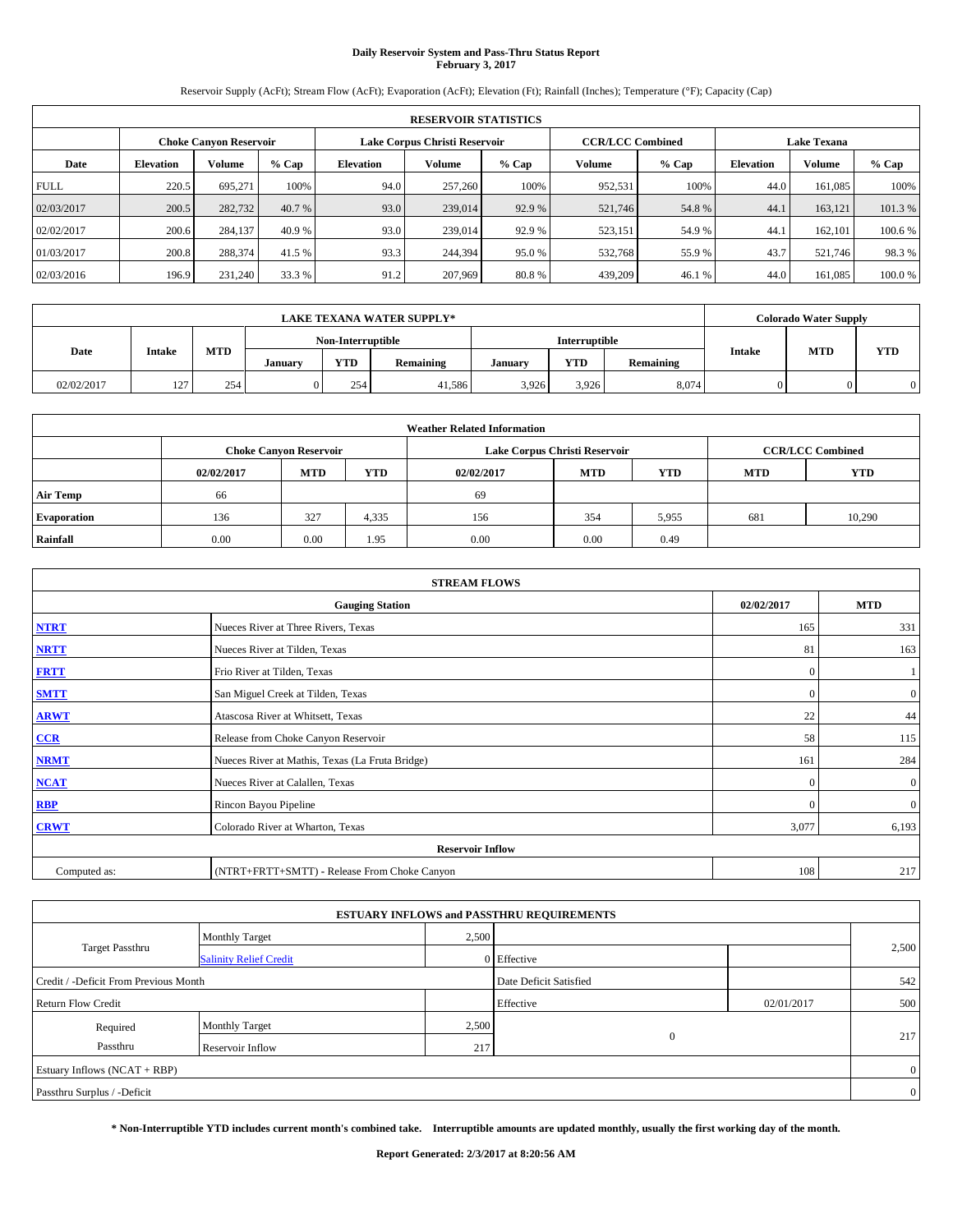# Daily Reservoir System and Pass-Thru Status Report
**February 3, 2017**

Reservoir Supply (AcFt); Stream Flow (AcFt); Evaporation (AcFt); Elevation (Ft); Rainfall (Inches); Temperature (°F); Capacity (Cap)

| RESERVOIR STATISTICS | | | | | | | | | | | |
|---|---|---|---|---|---|---|---|---|---|---|---|
| | Choke Canyon Reservoir | | | Lake Corpus Christi Reservoir | | | CCR/LCC Combined | | Lake Texana | | |
| Date | Elevation | Volume | % Cap | Elevation | Volume | % Cap | Volume | % Cap | Elevation | Volume | % Cap |
| FULL | 220.5 | 695,271 | 100% | 94.0 | 257,260 | 100% | 952,531 | 100% | 44.0 | 161,085 | 100% |
| 02/03/2017 | 200.5 | 282,732 | 40.7 % | 93.0 | 239,014 | 92.9 % | 521,746 | 54.8 % | 44.1 | 163,121 | 101.3 % |
| 02/02/2017 | 200.6 | 284,137 | 40.9 % | 93.0 | 239,014 | 92.9 % | 523,151 | 54.9 % | 44.1 | 162,101 | 100.6 % |
| 01/03/2017 | 200.8 | 288,374 | 41.5 % | 93.3 | 244,394 | 95.0 % | 532,768 | 55.9 % | 43.7 | 521,746 | 98.3 % |
| 02/03/2016 | 196.9 | 231,240 | 33.3 % | 91.2 | 207,969 | 80.8 % | 439,209 | 46.1 % | 44.0 | 161,085 | 100.0 % |

| LAKE TEXANA WATER SUPPLY* | | | | | | | | | Colorado Water Supply | | |
|---|---|---|---|---|---|---|---|---|---|---|---|
| Date | Intake | MTD | Non-Interruptible | | | Interruptible | | | Intake | MTD | YTD |
| | | | January | YTD | Remaining | January | YTD | Remaining | | | |
| 02/02/2017 | 127 | 254 | 0 | 254 | 41,586 | 3,926 | 3,926 | 8,074 | 0 | 0 | 0 |

| Weather Related Information | | | | | | | | |
|---|---|---|---|---|---|---|---|---|
| | Choke Canyon Reservoir | | | Lake Corpus Christi Reservoir | | | CCR/LCC Combined | |
| | 02/02/2017 | MTD | YTD | 02/02/2017 | MTD | YTD | MTD | YTD |
| Air Temp | 66 | | | 69 | | | | |
| Evaporation | 136 | 327 | 4,335 | 156 | 354 | 5,955 | 681 | 10,290 |
| Rainfall | 0.00 | 0.00 | 1.95 | 0.00 | 0.00 | 0.49 | | |

| STREAM FLOWS | | | |
|---|---|---|---|
| Gauging Station | | 02/02/2017 | MTD |
| NTRT | Nueces River at Three Rivers, Texas | 165 | 331 |
| NRTT | Nueces River at Tilden, Texas | 81 | 163 |
| FRTT | Frio River at Tilden, Texas | 0 | 1 |
| SMTT | San Miguel Creek at Tilden, Texas | 0 | 0 |
| ARWT | Atascosa River at Whitsett, Texas | 22 | 44 |
| CCR | Release from Choke Canyon Reservoir | 58 | 115 |
| NRMT | Nueces River at Mathis, Texas (La Fruta Bridge) | 161 | 284 |
| NCAT | Nueces River at Calallen, Texas | 0 | 0 |
| RBP | Rincon Bayou Pipeline | 0 | 0 |
| CRWT | Colorado River at Wharton, Texas | 3,077 | 6,193 |
| Reservoir Inflow | | | |
| Computed as: | (NTRT+FRTT+SMTT) - Release From Choke Canyon | 108 | 217 |

| ESTUARY INFLOWS and PASSTHRU REQUIREMENTS | | | | | |
|---|---|---|---|---|---|
| Target Passthru | Monthly Target | 2,500 | | | 2,500 |
| | Salinity Relief Credit | 0 | Effective | | |
| Credit / -Deficit From Previous Month | | | Date Deficit Satisfied | | 542 |
| Return Flow Credit | | | Effective | 02/01/2017 | 500 |
| Required Passthru | Monthly Target | 2,500 | 0 | | 217 |
| | Reservoir Inflow | 217 | | | |
| Estuary Inflows (NCAT + RBP) | | | | | 0 |
| Passthru Surplus / -Deficit | | | | | 0 |

**\* Non-Interruptible YTD includes current month's combined take. Interruptible amounts are updated monthly, usually the first working day of the month.**

**Report Generated: 2/3/2017 at 8:20:56 AM**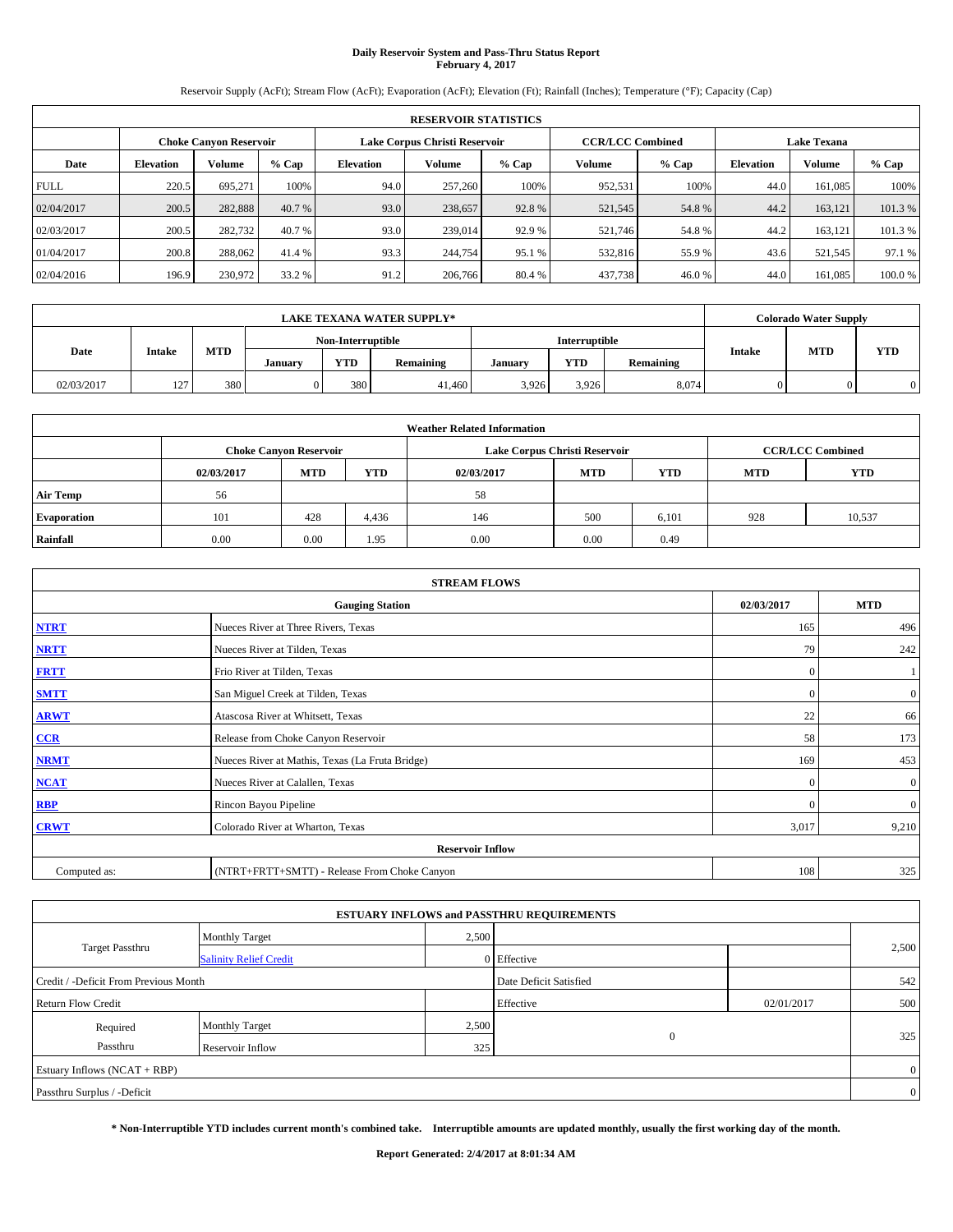# Daily Reservoir System and Pass-Thru Status Report
**February 4, 2017**

Reservoir Supply (AcFt); Stream Flow (AcFt); Evaporation (AcFt); Elevation (Ft); Rainfall (Inches); Temperature (°F); Capacity (Cap)

| RESERVOIR STATISTICS | | | | | | | | | | | |
|---|---|---|---|---|---|---|---|---|---|---|---|
| | Choke Canyon Reservoir | | | Lake Corpus Christi Reservoir | | | CCR/LCC Combined | | Lake Texana | | |
| Date | Elevation | Volume | % Cap | Elevation | Volume | % Cap | Volume | % Cap | Elevation | Volume | % Cap |
| FULL | 220.5 | 695,271 | 100% | 94.0 | 257,260 | 100% | 952,531 | 100% | 44.0 | 161,085 | 100% |
| 02/04/2017 | 200.5 | 282,888 | 40.7 % | 93.0 | 238,657 | 92.8 % | 521,545 | 54.8 % | 44.2 | 163,121 | 101.3 % |
| 02/03/2017 | 200.5 | 282,732 | 40.7 % | 93.0 | 239,014 | 92.9 % | 521,746 | 54.8 % | 44.2 | 163,121 | 101.3 % |
| 01/04/2017 | 200.8 | 288,062 | 41.4 % | 93.3 | 244,754 | 95.1 % | 532,816 | 55.9 % | 43.6 | 521,545 | 97.1 % |
| 02/04/2016 | 196.9 | 230,972 | 33.2 % | 91.2 | 206,766 | 80.4 % | 437,738 | 46.0 % | 44.0 | 161,085 | 100.0 % |

| LAKE TEXANA WATER SUPPLY* | | | | | | | | | Colorado Water Supply | | |
|---|---|---|---|---|---|---|---|---|---|---|---|
| Date | Intake | MTD | Non-Interruptible | | | Interruptible | | | Intake | MTD | YTD |
| | | | January | YTD | Remaining | January | YTD | Remaining | | | |
| 02/03/2017 | 127 | 380 | 0 | 380 | 41,460 | 3,926 | 3,926 | 8,074 | 0 | 0 | 0 |

| Weather Related Information | | | | | | | | |
|---|---|---|---|---|---|---|---|---|
| | Choke Canyon Reservoir | | | Lake Corpus Christi Reservoir | | | CCR/LCC Combined | |
| | 02/03/2017 | MTD | YTD | 02/03/2017 | MTD | YTD | MTD | YTD |
| Air Temp | 56 | | | 58 | | | | |
| Evaporation | 101 | 428 | 4,436 | 146 | 500 | 6,101 | 928 | 10,537 |
| Rainfall | 0.00 | 0.00 | 1.95 | 0.00 | 0.00 | 0.49 | | |

| STREAM FLOWS | | | |
|---|---|---|---|
| | Gauging Station | 02/03/2017 | MTD |
| NTRT | Nueces River at Three Rivers, Texas | 165 | 496 |
| NRTT | Nueces River at Tilden, Texas | 79 | 242 |
| FRTT | Frio River at Tilden, Texas | 0 | 1 |
| SMTT | San Miguel Creek at Tilden, Texas | 0 | 0 |
| ARWT | Atascosa River at Whitsett, Texas | 22 | 66 |
| CCR | Release from Choke Canyon Reservoir | 58 | 173 |
| NRMT | Nueces River at Mathis, Texas (La Fruta Bridge) | 169 | 453 |
| NCAT | Nueces River at Calallen, Texas | 0 | 0 |
| RBP | Rincon Bayou Pipeline | 0 | 0 |
| CRWT | Colorado River at Wharton, Texas | 3,017 | 9,210 |
| Reservoir Inflow | | | |
| Computed as: | (NTRT+FRTT+SMTT) - Release From Choke Canyon | 108 | 325 |

| ESTUARY INFLOWS and PASSTHRU REQUIREMENTS | | | | | |
|---|---|---|---|---|---|
| Target Passthru | Monthly Target | 2,500 | | | 2,500 |
| | Salinity Relief Credit | 0 | Effective | | |
| Credit / -Deficit From Previous Month | | | Date Deficit Satisfied | | 542 |
| Return Flow Credit | | | Effective | 02/01/2017 | 500 |
| Required Passthru | Monthly Target | 2,500 | 0 | | 325 |
| | Reservoir Inflow | 325 | | | |
| Estuary Inflows (NCAT + RBP) | | | | | 0 |
| Passthru Surplus / -Deficit | | | | | 0 |

**\* Non-Interruptible YTD includes current month's combined take. Interruptible amounts are updated monthly, usually the first working day of the month.**

**Report Generated: 2/4/2017 at 8:01:34 AM**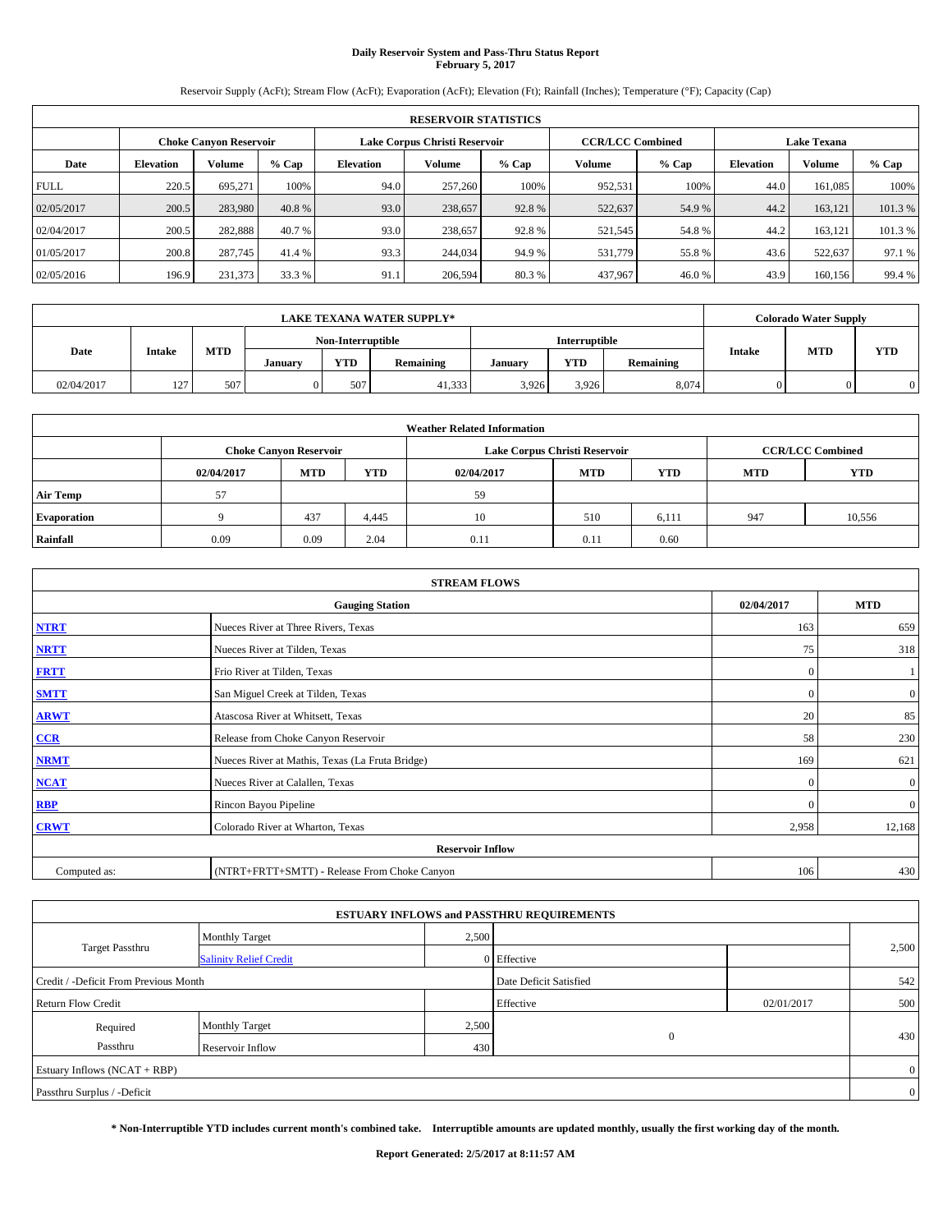# Daily Reservoir System and Pass-Thru Status Report
**February 5, 2017**

Reservoir Supply (AcFt); Stream Flow (AcFt); Evaporation (AcFt); Elevation (Ft); Rainfall (Inches); Temperature (°F); Capacity (Cap)

| RESERVOIR STATISTICS | | | | | | | | | | | |
|---|---|---|---|---|---|---|---|---|---|---|---|
| | Choke Canyon Reservoir | | | Lake Corpus Christi Reservoir | | | CCR/LCC Combined | | Lake Texana | | |
| Date | Elevation | Volume | % Cap | Elevation | Volume | % Cap | Volume | % Cap | Elevation | Volume | % Cap |
| FULL | 220.5 | 695,271 | 100% | 94.0 | 257,260 | 100% | 952,531 | 100% | 44.0 | 161,085 | 100% |
| 02/05/2017 | 200.5 | 283,980 | 40.8 % | 93.0 | 238,657 | 92.8 % | 522,637 | 54.9 % | 44.2 | 163,121 | 101.3 % |
| 02/04/2017 | 200.5 | 282,888 | 40.7 % | 93.0 | 238,657 | 92.8 % | 521,545 | 54.8 % | 44.2 | 163,121 | 101.3 % |
| 01/05/2017 | 200.8 | 287,745 | 41.4 % | 93.3 | 244,034 | 94.9 % | 531,779 | 55.8 % | 43.6 | 522,637 | 97.1 % |
| 02/05/2016 | 196.9 | 231,373 | 33.3 % | 91.1 | 206,594 | 80.3 % | 437,967 | 46.0 % | 43.9 | 160,156 | 99.4 % |

| LAKE TEXANA WATER SUPPLY* | | | | | | | | | Colorado Water Supply | | |
|---|---|---|---|---|---|---|---|---|---|---|---|
| Date | Intake | MTD | Non-Interruptible | | | Interruptible | | | Intake | MTD | YTD |
| | | | January | YTD | Remaining | January | YTD | Remaining | | | |
| 02/04/2017 | 127 | 507 | 0 | 507 | 41,333 | 3,926 | 3,926 | 8,074 | 0 | 0 | 0 |

| Weather Related Information | | | | | | | | |
|---|---|---|---|---|---|---|---|---|
| | Choke Canyon Reservoir | | | Lake Corpus Christi Reservoir | | | CCR/LCC Combined | |
| | 02/04/2017 | MTD | YTD | 02/04/2017 | MTD | YTD | MTD | YTD |
| Air Temp | 57 | | | 59 | | | | |
| Evaporation | 9 | 437 | 4,445 | 10 | 510 | 6,111 | 947 | 10,556 |
| Rainfall | 0.09 | 0.09 | 2.04 | 0.11 | 0.11 | 0.60 | | |

| STREAM FLOWS | | | |
|---|---|---|---|
| | Gauging Station | 02/04/2017 | MTD |
| NTRT | Nueces River at Three Rivers, Texas | 163 | 659 |
| NRTT | Nueces River at Tilden, Texas | 75 | 318 |
| FRTT | Frio River at Tilden, Texas | 0 | 1 |
| SMTT | San Miguel Creek at Tilden, Texas | 0 | 0 |
| ARWT | Atascosa River at Whitsett, Texas | 20 | 85 |
| CCR | Release from Choke Canyon Reservoir | 58 | 230 |
| NRMT | Nueces River at Mathis, Texas (La Fruta Bridge) | 169 | 621 |
| NCAT | Nueces River at Calallen, Texas | 0 | 0 |
| RBP | Rincon Bayou Pipeline | 0 | 0 |
| CRWT | Colorado River at Wharton, Texas | 2,958 | 12,168 |
| Reservoir Inflow | | | |
| Computed as: | (NTRT+FRTT+SMTT) - Release From Choke Canyon | 106 | 430 |

| ESTUARY INFLOWS and PASSTHRU REQUIREMENTS | | | | | |
|---|---|---|---|---|---|
| Target Passthru | Monthly Target | 2,500 | | | 2,500 |
| | Salinity Relief Credit | 0 | Effective | | |
| Credit / -Deficit From Previous Month | | | Date Deficit Satisfied | | 542 |
| Return Flow Credit | | | Effective | 02/01/2017 | 500 |
| Required Passthru | Monthly Target | 2,500 | 0 | | 430 |
| | Reservoir Inflow | 430 | | | |
| Estuary Inflows (NCAT + RBP) | | | | | 0 |
| Passthru Surplus / -Deficit | | | | | 0 |

**\* Non-Interruptible YTD includes current month's combined take. Interruptible amounts are updated monthly, usually the first working day of the month.**

**Report Generated: 2/5/2017 at 8:11:57 AM**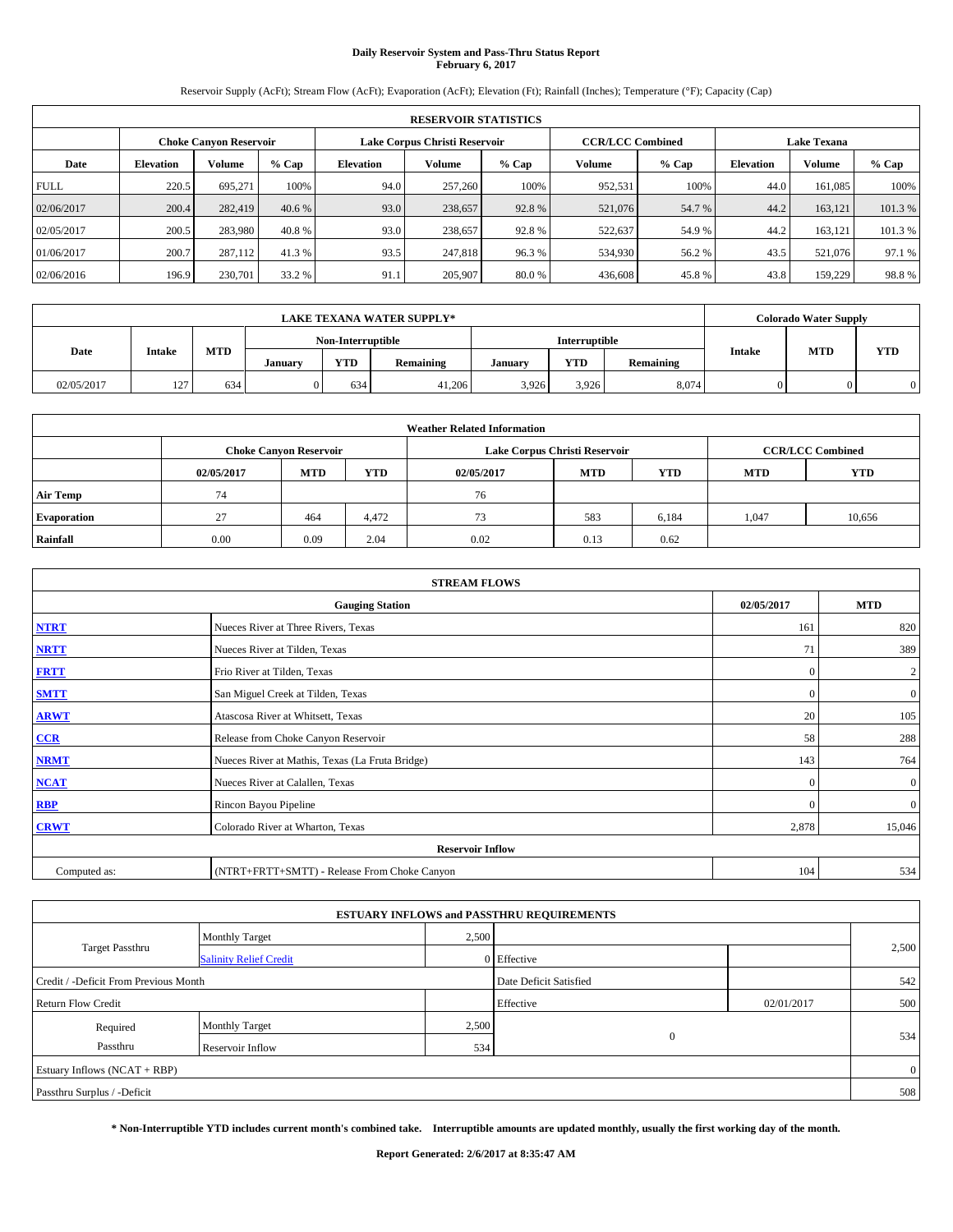# Daily Reservoir System and Pass-Thru Status Report
**February 6, 2017**

Reservoir Supply (AcFt); Stream Flow (AcFt); Evaporation (AcFt); Elevation (Ft); Rainfall (Inches); Temperature (°F); Capacity (Cap)

| RESERVOIR STATISTICS | | | | | | | | | | | |
|---|---|---|---|---|---|---|---|---|---|---|---|
| | Choke Canyon Reservoir | | | Lake Corpus Christi Reservoir | | | CCR/LCC Combined | | Lake Texana | | |
| Date | Elevation | Volume | % Cap | Elevation | Volume | % Cap | Volume | % Cap | Elevation | Volume | % Cap |
| FULL | 220.5 | 695,271 | 100% | 94.0 | 257,260 | 100% | 952,531 | 100% | 44.0 | 161,085 | 100% |
| 02/06/2017 | 200.4 | 282,419 | 40.6 % | 93.0 | 238,657 | 92.8 % | 521,076 | 54.7 % | 44.2 | 163,121 | 101.3 % |
| 02/05/2017 | 200.5 | 283,980 | 40.8 % | 93.0 | 238,657 | 92.8 % | 522,637 | 54.9 % | 44.2 | 163,121 | 101.3 % |
| 01/06/2017 | 200.7 | 287,112 | 41.3 % | 93.5 | 247,818 | 96.3 % | 534,930 | 56.2 % | 43.5 | 521,076 | 97.1 % |
| 02/06/2016 | 196.9 | 230,701 | 33.2 % | 91.1 | 205,907 | 80.0 % | 436,608 | 45.8 % | 43.8 | 159,229 | 98.8 % |

| LAKE TEXANA WATER SUPPLY* | | | | | | | | | Colorado Water Supply | | |
|---|---|---|---|---|---|---|---|---|---|---|---|
| Date | Intake | MTD | Non-Interruptible | | | Interruptible | | | Intake | MTD | YTD |
| | | | January | YTD | Remaining | January | YTD | Remaining | | | |
| 02/05/2017 | 127 | 634 | 0 | 634 | 41,206 | 3,926 | 3,926 | 8,074 | 0 | 0 | 0 |

| Weather Related Information | | | | | | | | |
|---|---|---|---|---|---|---|---|---|
| | Choke Canyon Reservoir | | | Lake Corpus Christi Reservoir | | | CCR/LCC Combined | |
| | 02/05/2017 | MTD | YTD | 02/05/2017 | MTD | YTD | MTD | YTD |
| Air Temp | 74 | | | 76 | | | | |
| Evaporation | 27 | 464 | 4,472 | 73 | 583 | 6,184 | 1,047 | 10,656 |
| Rainfall | 0.00 | 0.09 | 2.04 | 0.02 | 0.13 | 0.62 | | |

| STREAM FLOWS | | | |
|---|---|---|---|
| | Gauging Station | 02/05/2017 | MTD |
| NTRT | Nueces River at Three Rivers, Texas | 161 | 820 |
| NRTT | Nueces River at Tilden, Texas | 71 | 389 |
| FRTT | Frio River at Tilden, Texas | 0 | 2 |
| SMTT | San Miguel Creek at Tilden, Texas | 0 | 0 |
| ARWT | Atascosa River at Whitsett, Texas | 20 | 105 |
| CCR | Release from Choke Canyon Reservoir | 58 | 288 |
| NRMT | Nueces River at Mathis, Texas (La Fruta Bridge) | 143 | 764 |
| NCAT | Nueces River at Calallen, Texas | 0 | 0 |
| RBP | Rincon Bayou Pipeline | 0 | 0 |
| CRWT | Colorado River at Wharton, Texas | 2,878 | 15,046 |
| Reservoir Inflow | | | |
| Computed as: | (NTRT+FRTT+SMTT) - Release From Choke Canyon | 104 | 534 |

| ESTUARY INFLOWS and PASSTHRU REQUIREMENTS | | | | | |
|---|---|---|---|---|---|
| Target Passthru | Monthly Target | 2,500 | | | 2,500 |
| | Salinity Relief Credit | 0 | Effective | | |
| Credit / -Deficit From Previous Month | | | Date Deficit Satisfied | | 542 |
| Return Flow Credit | | | Effective | 02/01/2017 | 500 |
| Required Passthru | Monthly Target | 2,500 | 0 | | 534 |
| | Reservoir Inflow | 534 | | | |
| Estuary Inflows (NCAT + RBP) | | | | | 0 |
| Passthru Surplus / -Deficit | | | | | 508 |

**\* Non-Interruptible YTD includes current month's combined take. Interruptible amounts are updated monthly, usually the first working day of the month.**

**Report Generated: 2/6/2017 at 8:35:47 AM**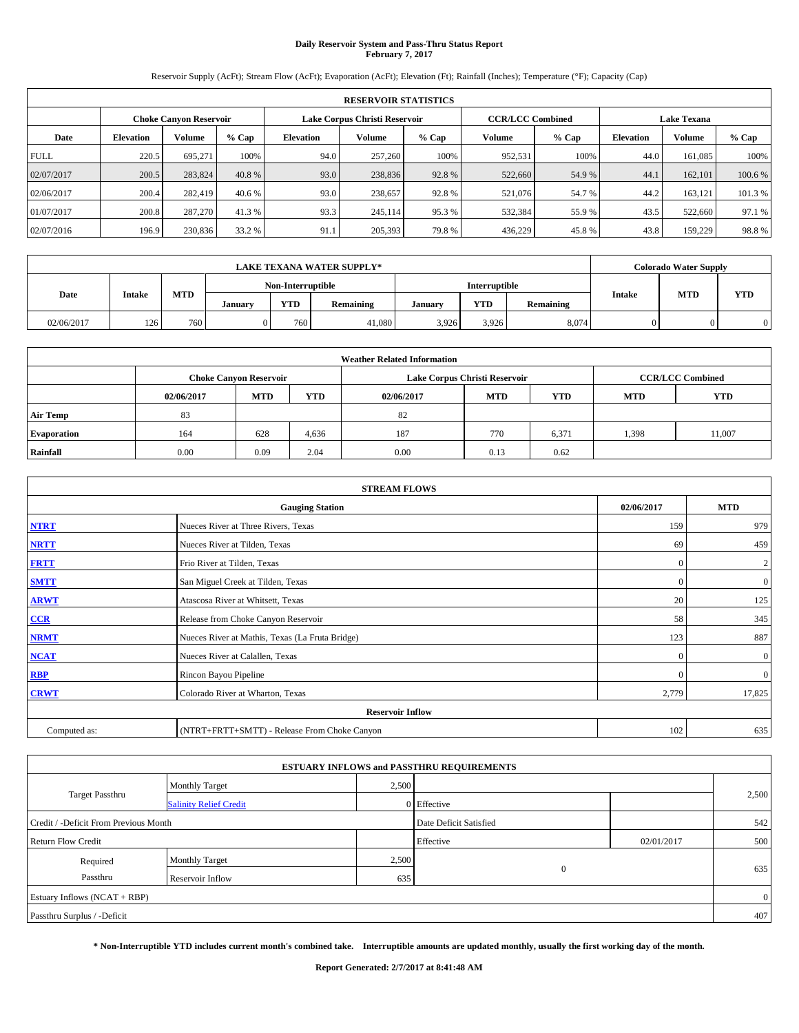# Daily Reservoir System and Pass-Thru Status Report
**February 7, 2017**

Reservoir Supply (AcFt); Stream Flow (AcFt); Evaporation (AcFt); Elevation (Ft); Rainfall (Inches); Temperature (°F); Capacity (Cap)

| RESERVOIR STATISTICS | | | | | | | | | | | |
|---|---|---|---|---|---|---|---|---|---|---|---|
| | Choke Canyon Reservoir | | | Lake Corpus Christi Reservoir | | | CCR/LCC Combined | | Lake Texana | | |
| Date | Elevation | Volume | % Cap | Elevation | Volume | % Cap | Volume | % Cap | Elevation | Volume | % Cap |
| FULL | 220.5 | 695,271 | 100% | 94.0 | 257,260 | 100% | 952,531 | 100% | 44.0 | 161,085 | 100% |
| 02/07/2017 | 200.5 | 283,824 | 40.8 % | 93.0 | 238,836 | 92.8 % | 522,660 | 54.9 % | 44.1 | 162,101 | 100.6 % |
| 02/06/2017 | 200.4 | 282,419 | 40.6 % | 93.0 | 238,657 | 92.8 % | 521,076 | 54.7 % | 44.2 | 163,121 | 101.3 % |
| 01/07/2017 | 200.8 | 287,270 | 41.3 % | 93.3 | 245,114 | 95.3 % | 532,384 | 55.9 % | 43.5 | 522,660 | 97.1 % |
| 02/07/2016 | 196.9 | 230,836 | 33.2 % | 91.1 | 205,393 | 79.8 % | 436,229 | 45.8 % | 43.8 | 159,229 | 98.8 % |

| LAKE TEXANA WATER SUPPLY* | | | | | | | | | Colorado Water Supply | | |
|---|---|---|---|---|---|---|---|---|---|---|---|
| Date | Intake | MTD | Non-Interruptible | | | Interruptible | | | Intake | MTD | YTD |
| | | | January | YTD | Remaining | January | YTD | Remaining | | | |
| 02/06/2017 | 126 | 760 | 0 | 760 | 41,080 | 3,926 | 3,926 | 8,074 | 0 | 0 | 0 |

| Weather Related Information | | | | | | | | |
|---|---|---|---|---|---|---|---|---|
| | Choke Canyon Reservoir | | | Lake Corpus Christi Reservoir | | | CCR/LCC Combined | |
| | 02/06/2017 | MTD | YTD | 02/06/2017 | MTD | YTD | MTD | YTD |
| Air Temp | 83 | | | 82 | | | | |
| Evaporation | 164 | 628 | 4,636 | 187 | 770 | 6,371 | 1,398 | 11,007 |
| Rainfall | 0.00 | 0.09 | 2.04 | 0.00 | 0.13 | 0.62 | | |

| STREAM FLOWS | | | |
|---|---|---|---|
| | Gauging Station | 02/06/2017 | MTD |
| NTRT | Nueces River at Three Rivers, Texas | 159 | 979 |
| NRTT | Nueces River at Tilden, Texas | 69 | 459 |
| FRTT | Frio River at Tilden, Texas | 0 | 2 |
| SMTT | San Miguel Creek at Tilden, Texas | 0 | 0 |
| ARWT | Atascosa River at Whitsett, Texas | 20 | 125 |
| CCR | Release from Choke Canyon Reservoir | 58 | 345 |
| NRMT | Nueces River at Mathis, Texas (La Fruta Bridge) | 123 | 887 |
| NCAT | Nueces River at Calallen, Texas | 0 | 0 |
| RBP | Rincon Bayou Pipeline | 0 | 0 |
| CRWT | Colorado River at Wharton, Texas | 2,779 | 17,825 |
| Reservoir Inflow | | | |
| Computed as: | (NTRT+FRTT+SMTT) - Release From Choke Canyon | 102 | 635 |

| ESTUARY INFLOWS and PASSTHRU REQUIREMENTS | | | | | |
|---|---|---|---|---|---|
| Target Passthru | Monthly Target | 2,500 | | | 2,500 |
| | Salinity Relief Credit | 0 | Effective | | |
| Credit / -Deficit From Previous Month | | | Date Deficit Satisfied | | 542 |
| Return Flow Credit | | | Effective | 02/01/2017 | 500 |
| Required Passthru | Monthly Target | 2,500 | 0 | | 635 |
| | Reservoir Inflow | 635 | | | |
| Estuary Inflows (NCAT + RBP) | | | | | 0 |
| Passthru Surplus / -Deficit | | | | | 407 |

**\* Non-Interruptible YTD includes current month's combined take. Interruptible amounts are updated monthly, usually the first working day of the month.**

**Report Generated: 2/7/2017 at 8:41:48 AM**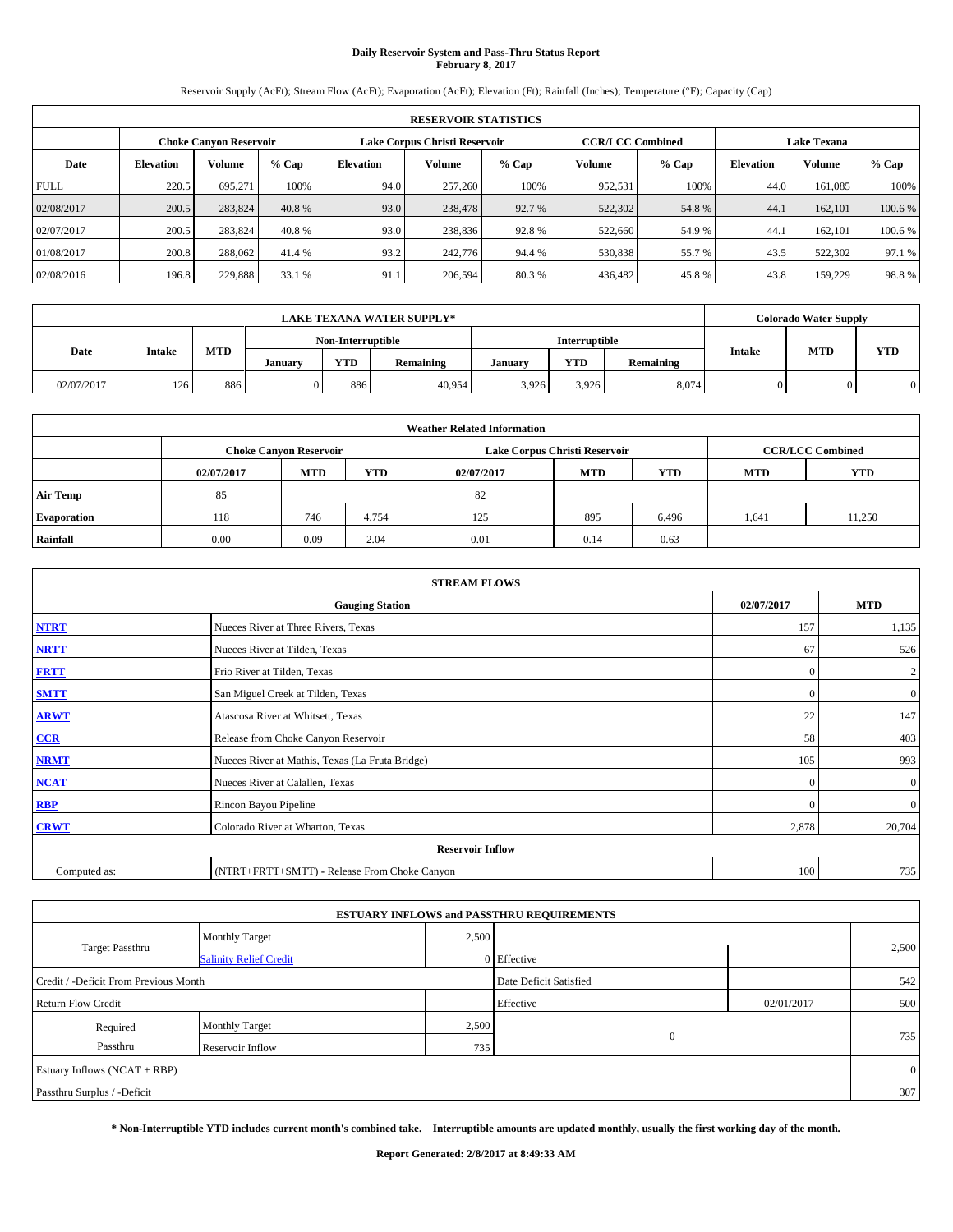# Daily Reservoir System and Pass-Thru Status Report
## February 8, 2017

Reservoir Supply (AcFt); Stream Flow (AcFt); Evaporation (AcFt); Elevation (Ft); Rainfall (Inches); Temperature (°F); Capacity (Cap)

| RESERVOIR STATISTICS | | | | | | | | | | | |
|---|---|---|---|---|---|---|---|---|---|---|---|
| | Choke Canyon Reservoir | | | Lake Corpus Christi Reservoir | | | CCR/LCC Combined | | Lake Texana | | |
| Date | Elevation | Volume | % Cap | Elevation | Volume | % Cap | Volume | % Cap | Elevation | Volume | % Cap |
| FULL | 220.5 | 695,271 | 100% | 94.0 | 257,260 | 100% | 952,531 | 100% | 44.0 | 161,085 | 100% |
| 02/08/2017 | 200.5 | 283,824 | 40.8 % | 93.0 | 238,478 | 92.7 % | 522,302 | 54.8 % | 44.1 | 162,101 | 100.6 % |
| 02/07/2017 | 200.5 | 283,824 | 40.8 % | 93.0 | 238,836 | 92.8 % | 522,660 | 54.9 % | 44.1 | 162,101 | 100.6 % |
| 01/08/2017 | 200.8 | 288,062 | 41.4 % | 93.2 | 242,776 | 94.4 % | 530,838 | 55.7 % | 43.5 | 522,302 | 97.1 % |
| 02/08/2016 | 196.8 | 229,888 | 33.1 % | 91.1 | 206,594 | 80.3 % | 436,482 | 45.8 % | 43.8 | 159,229 | 98.8 % |

| LAKE TEXANA WATER SUPPLY* | | | | | | | | | Colorado Water Supply | | |
|---|---|---|---|---|---|---|---|---|---|---|---|
| Date | Intake | MTD | Non-Interruptible | | | Interruptible | | | Intake | MTD | YTD |
| | | | January | YTD | Remaining | January | YTD | Remaining | | | |
| 02/07/2017 | 126 | 886 | 0 | 886 | 40,954 | 3,926 | 3,926 | 8,074 | 0 | 0 | 0 |

| Weather Related Information | | | | | | | | |
|---|---|---|---|---|---|---|---|---|
| | Choke Canyon Reservoir | | | Lake Corpus Christi Reservoir | | | CCR/LCC Combined | |
| | 02/07/2017 | MTD | YTD | 02/07/2017 | MTD | YTD | MTD | YTD |
| Air Temp | 85 | | | 82 | | | | |
| Evaporation | 118 | 746 | 4,754 | 125 | 895 | 6,496 | 1,641 | 11,250 |
| Rainfall | 0.00 | 0.09 | 2.04 | 0.01 | 0.14 | 0.63 | | |

| STREAM FLOWS | | | |
|---|---|---|---|
| | Gauging Station | 02/07/2017 | MTD |
| NTRT | Nueces River at Three Rivers, Texas | 157 | 1,135 |
| NRTT | Nueces River at Tilden, Texas | 67 | 526 |
| FRTT | Frio River at Tilden, Texas | 0 | 2 |
| SMTT | San Miguel Creek at Tilden, Texas | 0 | 0 |
| ARWT | Atascosa River at Whitsett, Texas | 22 | 147 |
| CCR | Release from Choke Canyon Reservoir | 58 | 403 |
| NRMT | Nueces River at Mathis, Texas (La Fruta Bridge) | 105 | 993 |
| NCAT | Nueces River at Calallen, Texas | 0 | 0 |
| RBP | Rincon Bayou Pipeline | 0 | 0 |
| CRWT | Colorado River at Wharton, Texas | 2,878 | 20,704 |
| Reservoir Inflow | | | |
| Computed as: | (NTRT+FRTT+SMTT) - Release From Choke Canyon | 100 | 735 |

| ESTUARY INFLOWS and PASSTHRU REQUIREMENTS | | | | | |
|---|---|---|---|---|---|
| Target Passthru | Monthly Target | 2,500 | | | 2,500 |
| | Salinity Relief Credit | 0 | Effective | | |
| Credit / -Deficit From Previous Month | | | Date Deficit Satisfied | | 542 |
| Return Flow Credit | | | Effective | 02/01/2017 | 500 |
| Required Passthru | Monthly Target | 2,500 | 0 | | 735 |
| | Reservoir Inflow | 735 | | | |
| Estuary Inflows (NCAT + RBP) | | | | | 0 |
| Passthru Surplus / -Deficit | | | | | 307 |

**\* Non-Interruptible YTD includes current month's combined take. Interruptible amounts are updated monthly, usually the first working day of the month.**

**Report Generated: 2/8/2017 at 8:49:33 AM**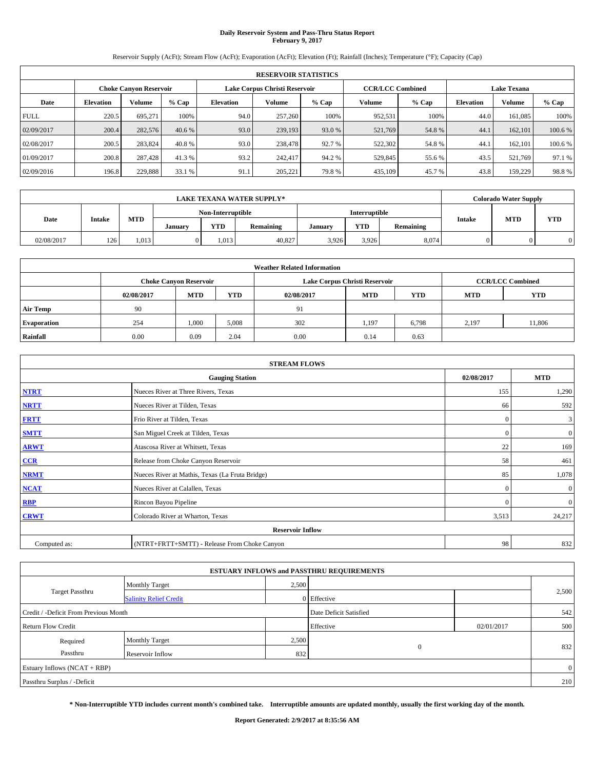# Daily Reservoir System and Pass-Thru Status Report
## February 9, 2017

Reservoir Supply (AcFt); Stream Flow (AcFt); Evaporation (AcFt); Elevation (Ft); Rainfall (Inches); Temperature (°F); Capacity (Cap)

| RESERVOIR STATISTICS | | | | | | | | | | | |
|---|---|---|---|---|---|---|---|---|---|---|---|
| | Choke Canyon Reservoir | | | Lake Corpus Christi Reservoir | | | CCR/LCC Combined | | Lake Texana | | |
| Date | Elevation | Volume | % Cap | Elevation | Volume | % Cap | Volume | % Cap | Elevation | Volume | % Cap |
| FULL | 220.5 | 695,271 | 100% | 94.0 | 257,260 | 100% | 952,531 | 100% | 44.0 | 161,085 | 100% |
| 02/09/2017 | 200.4 | 282,576 | 40.6 % | 93.0 | 239,193 | 93.0 % | 521,769 | 54.8 % | 44.1 | 162,101 | 100.6 % |
| 02/08/2017 | 200.5 | 283,824 | 40.8 % | 93.0 | 238,478 | 92.7 % | 522,302 | 54.8 % | 44.1 | 162,101 | 100.6 % |
| 01/09/2017 | 200.8 | 287,428 | 41.3 % | 93.2 | 242,417 | 94.2 % | 529,845 | 55.6 % | 43.5 | 521,769 | 97.1 % |
| 02/09/2016 | 196.8 | 229,888 | 33.1 % | 91.1 | 205,221 | 79.8 % | 435,109 | 45.7 % | 43.8 | 159,229 | 98.8 % |

| LAKE TEXANA WATER SUPPLY* | | | | | | | | | Colorado Water Supply | | |
|---|---|---|---|---|---|---|---|---|---|---|---|
| Date | Intake | MTD | Non-Interruptible | | | Interruptible | | | Intake | MTD | YTD |
| | | | January | YTD | Remaining | January | YTD | Remaining | | | |
| 02/08/2017 | 126 | 1,013 | 0 | 1,013 | 40,827 | 3,926 | 3,926 | 8,074 | 0 | 0 | 0 |

| Weather Related Information | | | | | | | | |
|---|---|---|---|---|---|---|---|---|
| | Choke Canyon Reservoir | | | Lake Corpus Christi Reservoir | | | CCR/LCC Combined | |
| | 02/08/2017 | MTD | YTD | 02/08/2017 | MTD | YTD | MTD | YTD |
| Air Temp | 90 | | | 91 | | | | |
| Evaporation | 254 | 1,000 | 5,008 | 302 | 1,197 | 6,798 | 2,197 | 11,806 |
| Rainfall | 0.00 | 0.09 | 2.04 | 0.00 | 0.14 | 0.63 | | |

| STREAM FLOWS | | | |
|---|---|---|---|
| Gauging Station | | 02/08/2017 | MTD |
| NTRT | Nueces River at Three Rivers, Texas | 155 | 1,290 |
| NRTT | Nueces River at Tilden, Texas | 66 | 592 |
| FRTT | Frio River at Tilden, Texas | 0 | 3 |
| SMTT | San Miguel Creek at Tilden, Texas | 0 | 0 |
| ARWT | Atascosa River at Whitsett, Texas | 22 | 169 |
| CCR | Release from Choke Canyon Reservoir | 58 | 461 |
| NRMT | Nueces River at Mathis, Texas (La Fruta Bridge) | 85 | 1,078 |
| NCAT | Nueces River at Calallen, Texas | 0 | 0 |
| RBP | Rincon Bayou Pipeline | 0 | 0 |
| CRWT | Colorado River at Wharton, Texas | 3,513 | 24,217 |
| Reservoir Inflow | | | |
| Computed as: | (NTRT+FRTT+SMTT) - Release From Choke Canyon | 98 | 832 |

| ESTUARY INFLOWS and PASSTHRU REQUIREMENTS | | | | | |
|---|---|---|---|---|---|
| Target Passthru | Monthly Target | 2,500 | | | 2,500 |
| | Salinity Relief Credit | 0 | Effective | | |
| Credit / -Deficit From Previous Month | | | Date Deficit Satisfied | | 542 |
| Return Flow Credit | | | Effective | 02/01/2017 | 500 |
| Required Passthru | Monthly Target | 2,500 | 0 | | 832 |
| | Reservoir Inflow | 832 | | | |
| Estuary Inflows (NCAT + RBP) | | | | | 0 |
| Passthru Surplus / -Deficit | | | | | 210 |

**\* Non-Interruptible YTD includes current month's combined take. Interruptible amounts are updated monthly, usually the first working day of the month.**

**Report Generated: 2/9/2017 at 8:35:56 AM**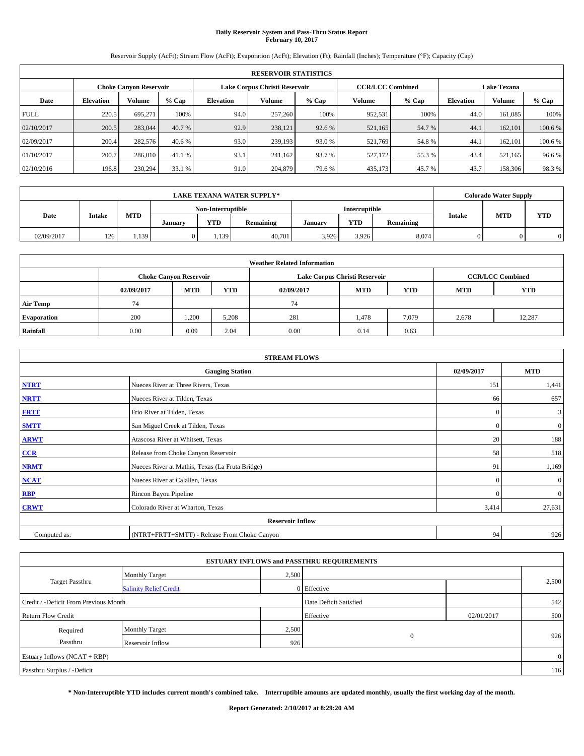# Daily Reservoir System and Pass-Thru Status Report
**February 10, 2017**

Reservoir Supply (AcFt); Stream Flow (AcFt); Evaporation (AcFt); Elevation (Ft); Rainfall (Inches); Temperature (°F); Capacity (Cap)

| RESERVOIR STATISTICS | | | | | | | | | | | |
|---|---|---|---|---|---|---|---|---|---|---|---|
| | Choke Canyon Reservoir | | | Lake Corpus Christi Reservoir | | | CCR/LCC Combined | | Lake Texana | | |
| Date | Elevation | Volume | % Cap | Elevation | Volume | % Cap | Volume | % Cap | Elevation | Volume | % Cap |
| FULL | 220.5 | 695,271 | 100% | 94.0 | 257,260 | 100% | 952,531 | 100% | 44.0 | 161,085 | 100% |
| 02/10/2017 | 200.5 | 283,044 | 40.7 % | 92.9 | 238,121 | 92.6 % | 521,165 | 54.7 % | 44.1 | 162,101 | 100.6 % |
| 02/09/2017 | 200.4 | 282,576 | 40.6 % | 93.0 | 239,193 | 93.0 % | 521,769 | 54.8 % | 44.1 | 162,101 | 100.6 % |
| 01/10/2017 | 200.7 | 286,010 | 41.1 % | 93.1 | 241,162 | 93.7 % | 527,172 | 55.3 % | 43.4 | 521,165 | 96.6 % |
| 02/10/2016 | 196.8 | 230,294 | 33.1 % | 91.0 | 204,879 | 79.6 % | 435,173 | 45.7 % | 43.7 | 158,306 | 98.3 % |

| LAKE TEXANA WATER SUPPLY* | | | | | | | | | Colorado Water Supply | | |
|---|---|---|---|---|---|---|---|---|---|---|---|
| Date | Intake | MTD | Non-Interruptible | | | Interruptible | | | Intake | MTD | YTD |
| | | | January | YTD | Remaining | January | YTD | Remaining | | | |
| 02/09/2017 | 126 | 1,139 | 0 | 1,139 | 40,701 | 3,926 | 3,926 | 8,074 | 0 | 0 | 0 |

| Weather Related Information | | | | | | | | |
|---|---|---|---|---|---|---|---|---|
| | Choke Canyon Reservoir | | | Lake Corpus Christi Reservoir | | | CCR/LCC Combined | |
| | 02/09/2017 | MTD | YTD | 02/09/2017 | MTD | YTD | MTD | YTD |
| Air Temp | 74 | | | 74 | | | | |
| Evaporation | 200 | 1,200 | 5,208 | 281 | 1,478 | 7,079 | 2,678 | 12,287 |
| Rainfall | 0.00 | 0.09 | 2.04 | 0.00 | 0.14 | 0.63 | | |

| STREAM FLOWS | | | |
|---|---|---|---|
| | Gauging Station | 02/09/2017 | MTD |
| NTRT | Nueces River at Three Rivers, Texas | 151 | 1,441 |
| NRTT | Nueces River at Tilden, Texas | 66 | 657 |
| FRTT | Frio River at Tilden, Texas | 0 | 3 |
| SMTT | San Miguel Creek at Tilden, Texas | 0 | 0 |
| ARWT | Atascosa River at Whitsett, Texas | 20 | 188 |
| CCR | Release from Choke Canyon Reservoir | 58 | 518 |
| NRMT | Nueces River at Mathis, Texas (La Fruta Bridge) | 91 | 1,169 |
| NCAT | Nueces River at Calallen, Texas | 0 | 0 |
| RBP | Rincon Bayou Pipeline | 0 | 0 |
| CRWT | Colorado River at Wharton, Texas | 3,414 | 27,631 |
| | Reservoir Inflow | | |
| Computed as: | (NTRT+FRTT+SMTT) - Release From Choke Canyon | 94 | 926 |

| ESTUARY INFLOWS and PASSTHRU REQUIREMENTS | | | | | |
|---|---|---|---|---|---|
| Target Passthru | Monthly Target | 2,500 | | | 2,500 |
| | Salinity Relief Credit | 0 | Effective | | |
| Credit / -Deficit From Previous Month | | | Date Deficit Satisfied | | 542 |
| Return Flow Credit | | | Effective | 02/01/2017 | 500 |
| Required Passthru | Monthly Target | 2,500 | 0 | | 926 |
| | Reservoir Inflow | 926 | | | |
| Estuary Inflows (NCAT + RBP) | | | | | 0 |
| Passthru Surplus / -Deficit | | | | | 116 |

**\* Non-Interruptible YTD includes current month's combined take. Interruptible amounts are updated monthly, usually the first working day of the month.**

**Report Generated: 2/10/2017 at 8:29:20 AM**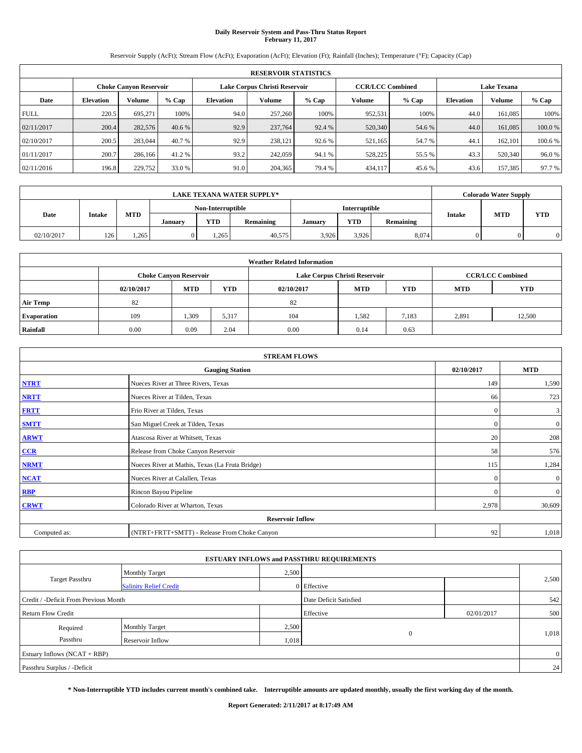# Daily Reservoir System and Pass-Thru Status Report
## February 11, 2017

Reservoir Supply (AcFt); Stream Flow (AcFt); Evaporation (AcFt); Elevation (Ft); Rainfall (Inches); Temperature (°F); Capacity (Cap)

| RESERVOIR STATISTICS | | | | | | | | | | | |
|---|---|---|---|---|---|---|---|---|---|---|---|
| | Choke Canyon Reservoir | | | Lake Corpus Christi Reservoir | | | CCR/LCC Combined | | Lake Texana | | |
| Date | Elevation | Volume | % Cap | Elevation | Volume | % Cap | Volume | % Cap | Elevation | Volume | % Cap |
| FULL | 220.5 | 695,271 | 100% | 94.0 | 257,260 | 100% | 952,531 | 100% | 44.0 | 161,085 | 100% |
| 02/11/2017 | 200.4 | 282,576 | 40.6 % | 92.9 | 237,764 | 92.4 % | 520,340 | 54.6 % | 44.0 | 161,085 | 100.0 % |
| 02/10/2017 | 200.5 | 283,044 | 40.7 % | 92.9 | 238,121 | 92.6 % | 521,165 | 54.7 % | 44.1 | 162,101 | 100.6 % |
| 01/11/2017 | 200.7 | 286,166 | 41.2 % | 93.2 | 242,059 | 94.1 % | 528,225 | 55.5 % | 43.3 | 520,340 | 96.0 % |
| 02/11/2016 | 196.8 | 229,752 | 33.0 % | 91.0 | 204,365 | 79.4 % | 434,117 | 45.6 % | 43.6 | 157,385 | 97.7 % |

| LAKE TEXANA WATER SUPPLY* | | | | | | | | | Colorado Water Supply | | |
|---|---|---|---|---|---|---|---|---|---|---|---|
| Date | Intake | MTD | Non-Interruptible | | | Interruptible | | | Intake | MTD | YTD |
| | | | January | YTD | Remaining | January | YTD | Remaining | | | |
| 02/10/2017 | 126 | 1,265 | 0 | 1,265 | 40,575 | 3,926 | 3,926 | 8,074 | 0 | 0 | 0 |

| Weather Related Information | | | | | | | | |
|---|---|---|---|---|---|---|---|---|
| | Choke Canyon Reservoir | | | Lake Corpus Christi Reservoir | | | CCR/LCC Combined | |
| | 02/10/2017 | MTD | YTD | 02/10/2017 | MTD | YTD | MTD | YTD |
| Air Temp | 82 | | | 82 | | | | |
| Evaporation | 109 | 1,309 | 5,317 | 104 | 1,582 | 7,183 | 2,891 | 12,500 |
| Rainfall | 0.00 | 0.09 | 2.04 | 0.00 | 0.14 | 0.63 | | |

| STREAM FLOWS | | | |
|---|---|---|---|
| Gauging Station | | 02/10/2017 | MTD |
| NTRT | Nueces River at Three Rivers, Texas | 149 | 1,590 |
| NRTT | Nueces River at Tilden, Texas | 66 | 723 |
| FRTT | Frio River at Tilden, Texas | 0 | 3 |
| SMTT | San Miguel Creek at Tilden, Texas | 0 | 0 |
| ARWT | Atascosa River at Whitsett, Texas | 20 | 208 |
| CCR | Release from Choke Canyon Reservoir | 58 | 576 |
| NRMT | Nueces River at Mathis, Texas (La Fruta Bridge) | 115 | 1,284 |
| NCAT | Nueces River at Calallen, Texas | 0 | 0 |
| RBP | Rincon Bayou Pipeline | 0 | 0 |
| CRWT | Colorado River at Wharton, Texas | 2,978 | 30,609 |
| Reservoir Inflow | | | |
| Computed as: | (NTRT+FRTT+SMTT) - Release From Choke Canyon | 92 | 1,018 |

| ESTUARY INFLOWS and PASSTHRU REQUIREMENTS | | | | | |
|---|---|---|---|---|---|
| Target Passthru | Monthly Target | 2,500 | | | 2,500 |
| | Salinity Relief Credit | 0 | Effective | | |
| Credit / -Deficit From Previous Month | | | Date Deficit Satisfied | | 542 |
| Return Flow Credit | | | Effective | 02/01/2017 | 500 |
| Required Passthru | Monthly Target | 2,500 | 0 | | 1,018 |
| | Reservoir Inflow | 1,018 | | | |
| Estuary Inflows (NCAT + RBP) | | | | | 0 |
| Passthru Surplus / -Deficit | | | | | 24 |

**\* Non-Interruptible YTD includes current month's combined take. Interruptible amounts are updated monthly, usually the first working day of the month.**

**Report Generated: 2/11/2017 at 8:17:49 AM**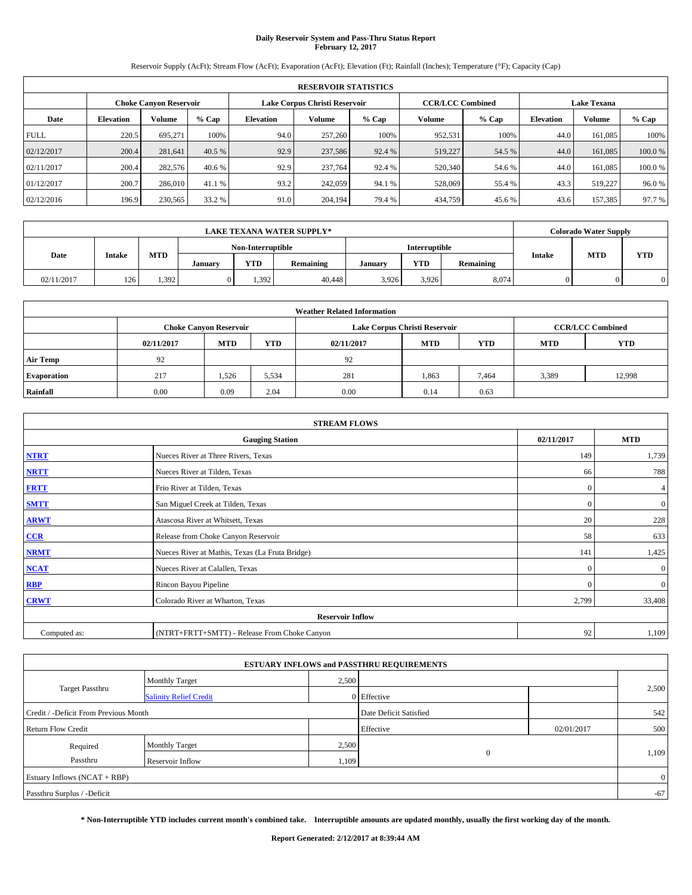# Daily Reservoir System and Pass-Thru Status Report
## February 12, 2017

Reservoir Supply (AcFt); Stream Flow (AcFt); Evaporation (AcFt); Elevation (Ft); Rainfall (Inches); Temperature (°F); Capacity (Cap)

| RESERVOIR STATISTICS | | | | | | | | | | | |
|---|---|---|---|---|---|---|---|---|---|---|---|
| | Choke Canyon Reservoir | | | Lake Corpus Christi Reservoir | | | CCR/LCC Combined | | Lake Texana | | |
| Date | Elevation | Volume | % Cap | Elevation | Volume | % Cap | Volume | % Cap | Elevation | Volume | % Cap |
| FULL | 220.5 | 695,271 | 100% | 94.0 | 257,260 | 100% | 952,531 | 100% | 44.0 | 161,085 | 100% |
| 02/12/2017 | 200.4 | 281,641 | 40.5 % | 92.9 | 237,586 | 92.4 % | 519,227 | 54.5 % | 44.0 | 161,085 | 100.0 % |
| 02/11/2017 | 200.4 | 282,576 | 40.6 % | 92.9 | 237,764 | 92.4 % | 520,340 | 54.6 % | 44.0 | 161,085 | 100.0 % |
| 01/12/2017 | 200.7 | 286,010 | 41.1 % | 93.2 | 242,059 | 94.1 % | 528,069 | 55.4 % | 43.3 | 519,227 | 96.0 % |
| 02/12/2016 | 196.9 | 230,565 | 33.2 % | 91.0 | 204,194 | 79.4 % | 434,759 | 45.6 % | 43.6 | 157,385 | 97.7 % |

| LAKE TEXANA WATER SUPPLY* | | | | | | | | | Colorado Water Supply | | |
|---|---|---|---|---|---|---|---|---|---|---|---|
| Date | Intake | MTD | Non-Interruptible | | | Interruptible | | | Intake | MTD | YTD |
| | | | January | YTD | Remaining | January | YTD | Remaining | | | |
| 02/11/2017 | 126 | 1,392 | 0 | 1,392 | 40,448 | 3,926 | 3,926 | 8,074 | 0 | 0 | 0 |

| Weather Related Information | | | | | | | | |
|---|---|---|---|---|---|---|---|---|
| | Choke Canyon Reservoir | | | Lake Corpus Christi Reservoir | | | CCR/LCC Combined | |
| | 02/11/2017 | MTD | YTD | 02/11/2017 | MTD | YTD | MTD | YTD |
| Air Temp | 92 | | | 92 | | | | |
| Evaporation | 217 | 1,526 | 5,534 | 281 | 1,863 | 7,464 | 3,389 | 12,998 |
| Rainfall | 0.00 | 0.09 | 2.04 | 0.00 | 0.14 | 0.63 | | |

| STREAM FLOWS | | | |
|---|---|---|---|
| | Gauging Station | 02/11/2017 | MTD |
| NTRT | Nueces River at Three Rivers, Texas | 149 | 1,739 |
| NRTT | Nueces River at Tilden, Texas | 66 | 788 |
| FRTT | Frio River at Tilden, Texas | 0 | 4 |
| SMTT | San Miguel Creek at Tilden, Texas | 0 | 0 |
| ARWT | Atascosa River at Whitsett, Texas | 20 | 228 |
| CCR | Release from Choke Canyon Reservoir | 58 | 633 |
| NRMT | Nueces River at Mathis, Texas (La Fruta Bridge) | 141 | 1,425 |
| NCAT | Nueces River at Calallen, Texas | 0 | 0 |
| RBP | Rincon Bayou Pipeline | 0 | 0 |
| CRWT | Colorado River at Wharton, Texas | 2,799 | 33,408 |
| Reservoir Inflow | | | |
| Computed as: | (NTRT+FRTT+SMTT) - Release From Choke Canyon | 92 | 1,109 |

| ESTUARY INFLOWS and PASSTHRU REQUIREMENTS | | | | | |
|---|---|---|---|---|---|
| Target Passthru | Monthly Target | 2,500 | | | 2,500 |
| | Salinity Relief Credit | 0 | Effective | | |
| Credit / -Deficit From Previous Month | | | Date Deficit Satisfied | | 542 |
| Return Flow Credit | | | Effective | 02/01/2017 | 500 |
| Required Passthru | Monthly Target | 2,500 | 0 | | 1,109 |
| | Reservoir Inflow | 1,109 | | | |
| Estuary Inflows (NCAT + RBP) | | | | | 0 |
| Passthru Surplus / -Deficit | | | | | -67 |

**\* Non-Interruptible YTD includes current month's combined take. Interruptible amounts are updated monthly, usually the first working day of the month.**

**Report Generated: 2/12/2017 at 8:39:44 AM**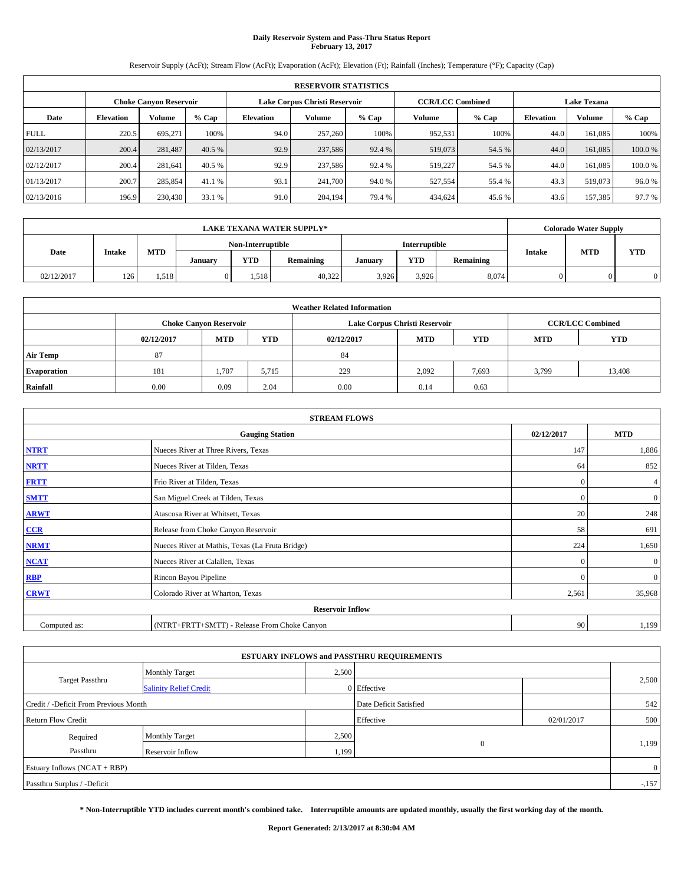# Daily Reservoir System and Pass-Thru Status Report
## February 13, 2017

Reservoir Supply (AcFt); Stream Flow (AcFt); Evaporation (AcFt); Elevation (Ft); Rainfall (Inches); Temperature (°F); Capacity (Cap)

| RESERVOIR STATISTICS | | | | | | | | | | | |
|---|---|---|---|---|---|---|---|---|---|---|---|
| | Choke Canyon Reservoir | | | Lake Corpus Christi Reservoir | | | CCR/LCC Combined | | Lake Texana | | |
| Date | Elevation | Volume | % Cap | Elevation | Volume | % Cap | Volume | % Cap | Elevation | Volume | % Cap |
| FULL | 220.5 | 695,271 | 100% | 94.0 | 257,260 | 100% | 952,531 | 100% | 44.0 | 161,085 | 100% |
| 02/13/2017 | 200.4 | 281,487 | 40.5 % | 92.9 | 237,586 | 92.4 % | 519,073 | 54.5 % | 44.0 | 161,085 | 100.0 % |
| 02/12/2017 | 200.4 | 281,641 | 40.5 % | 92.9 | 237,586 | 92.4 % | 519,227 | 54.5 % | 44.0 | 161,085 | 100.0 % |
| 01/13/2017 | 200.7 | 285,854 | 41.1 % | 93.1 | 241,700 | 94.0 % | 527,554 | 55.4 % | 43.3 | 519,073 | 96.0 % |
| 02/13/2016 | 196.9 | 230,430 | 33.1 % | 91.0 | 204,194 | 79.4 % | 434,624 | 45.6 % | 43.6 | 157,385 | 97.7 % |

| LAKE TEXANA WATER SUPPLY* | | | | | | | | | Colorado Water Supply | | |
|---|---|---|---|---|---|---|---|---|---|---|---|
| Date | Intake | MTD | Non-Interruptible | | | Interruptible | | | Intake | MTD | YTD |
| | | | January | YTD | Remaining | January | YTD | Remaining | | | |
| 02/12/2017 | 126 | 1,518 | 0 | 1,518 | 40,322 | 3,926 | 3,926 | 8,074 | 0 | 0 | 0 |

| Weather Related Information | | | | | | | | |
|---|---|---|---|---|---|---|---|---|
| | Choke Canyon Reservoir | | | Lake Corpus Christi Reservoir | | | CCR/LCC Combined | |
| | 02/12/2017 | MTD | YTD | 02/12/2017 | MTD | YTD | MTD | YTD |
| Air Temp | 87 | | | 84 | | | | |
| Evaporation | 181 | 1,707 | 5,715 | 229 | 2,092 | 7,693 | 3,799 | 13,408 |
| Rainfall | 0.00 | 0.09 | 2.04 | 0.00 | 0.14 | 0.63 | | |

| STREAM FLOWS | | | |
|---|---|---|---|
| Gauging Station | | 02/12/2017 | MTD |
| NTRT | Nueces River at Three Rivers, Texas | 147 | 1,886 |
| NRTT | Nueces River at Tilden, Texas | 64 | 852 |
| FRTT | Frio River at Tilden, Texas | 0 | 4 |
| SMTT | San Miguel Creek at Tilden, Texas | 0 | 0 |
| ARWT | Atascosa River at Whitsett, Texas | 20 | 248 |
| CCR | Release from Choke Canyon Reservoir | 58 | 691 |
| NRMT | Nueces River at Mathis, Texas (La Fruta Bridge) | 224 | 1,650 |
| NCAT | Nueces River at Calallen, Texas | 0 | 0 |
| RBP | Rincon Bayou Pipeline | 0 | 0 |
| CRWT | Colorado River at Wharton, Texas | 2,561 | 35,968 |
| Reservoir Inflow | | | |
| Computed as: | (NTRT+FRTT+SMTT) - Release From Choke Canyon | 90 | 1,199 |

| ESTUARY INFLOWS and PASSTHRU REQUIREMENTS | | | | | |
|---|---|---|---|---|---|
| Target Passthru | Monthly Target | 2,500 | | | 2,500 |
| | Salinity Relief Credit | 0 | Effective | | |
| Credit / -Deficit From Previous Month | | | Date Deficit Satisfied | | 542 |
| Return Flow Credit | | | Effective | 02/01/2017 | 500 |
| Required Passthru | Monthly Target | 2,500 | 0 | | 1,199 |
| | Reservoir Inflow | 1,199 | | | |
| Estuary Inflows (NCAT + RBP) | | | | | 0 |
| Passthru Surplus / -Deficit | | | | | -,157 |

**\* Non-Interruptible YTD includes current month's combined take. Interruptible amounts are updated monthly, usually the first working day of the month.**

**Report Generated: 2/13/2017 at 8:30:04 AM**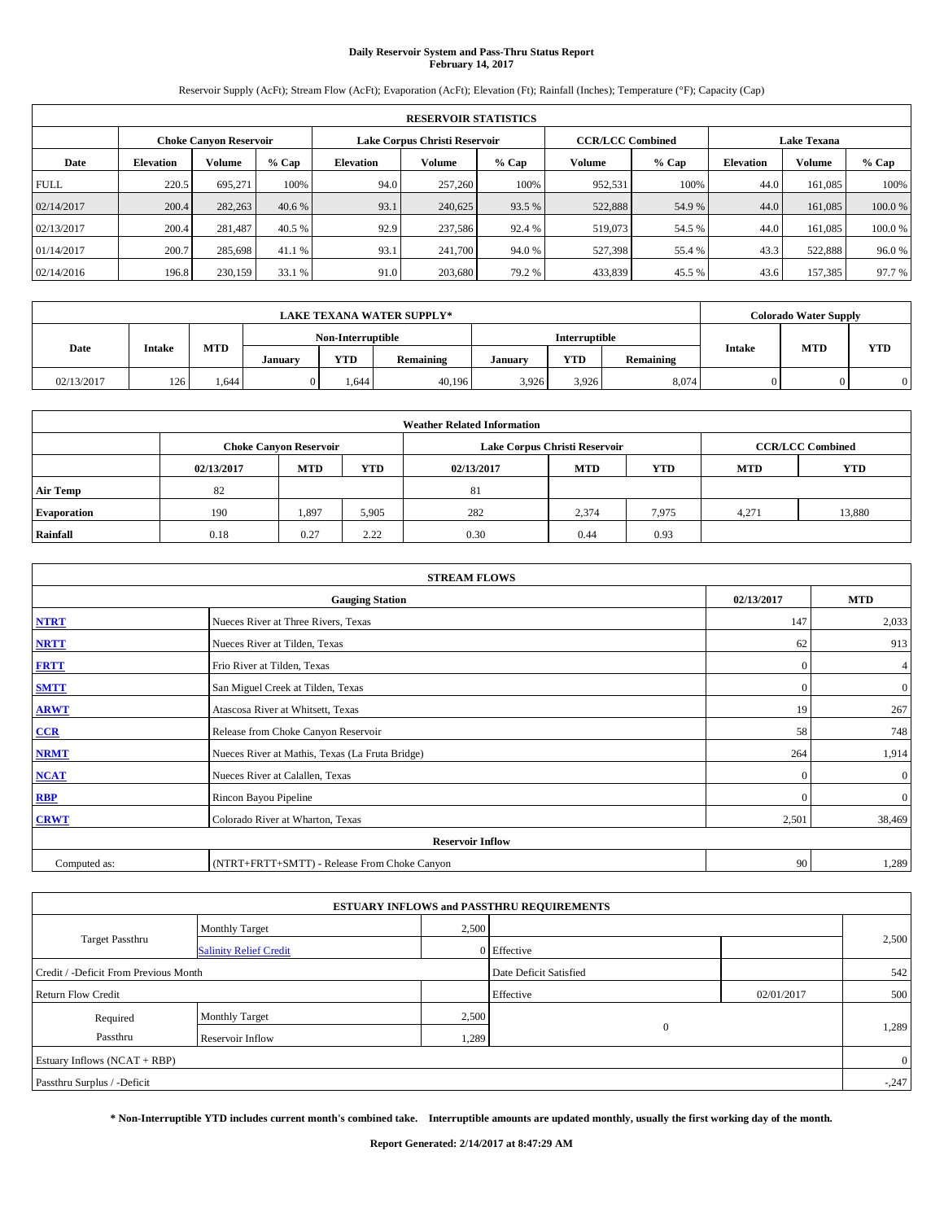# Daily Reservoir System and Pass-Thru Status Report
## February 14, 2017

Reservoir Supply (AcFt); Stream Flow (AcFt); Evaporation (AcFt); Elevation (Ft); Rainfall (Inches); Temperature (°F); Capacity (Cap)

| RESERVOIR STATISTICS | | | | | | | | | | | |
|---|---|---|---|---|---|---|---|---|---|---|---|
| | Choke Canyon Reservoir | | | Lake Corpus Christi Reservoir | | | CCR/LCC Combined | | Lake Texana | | |
| Date | Elevation | Volume | % Cap | Elevation | Volume | % Cap | Volume | % Cap | Elevation | Volume | % Cap |
| FULL | 220.5 | 695,271 | 100% | 94.0 | 257,260 | 100% | 952,531 | 100% | 44.0 | 161,085 | 100% |
| 02/14/2017 | 200.4 | 282,263 | 40.6 % | 93.1 | 240,625 | 93.5 % | 522,888 | 54.9 % | 44.0 | 161,085 | 100.0 % |
| 02/13/2017 | 200.4 | 281,487 | 40.5 % | 92.9 | 237,586 | 92.4 % | 519,073 | 54.5 % | 44.0 | 161,085 | 100.0 % |
| 01/14/2017 | 200.7 | 285,698 | 41.1 % | 93.1 | 241,700 | 94.0 % | 527,398 | 55.4 % | 43.3 | 522,888 | 96.0 % |
| 02/14/2016 | 196.8 | 230,159 | 33.1 % | 91.0 | 203,680 | 79.2 % | 433,839 | 45.5 % | 43.6 | 157,385 | 97.7 % |

| LAKE TEXANA WATER SUPPLY* | | | | | | | | | Colorado Water Supply | | |
|---|---|---|---|---|---|---|---|---|---|---|---|
| Date | Intake | MTD | Non-Interruptible | | | Interruptible | | | Intake | MTD | YTD |
| | | | January | YTD | Remaining | January | YTD | Remaining | | | |
| 02/13/2017 | 126 | 1,644 | 0 | 1,644 | 40,196 | 3,926 | 3,926 | 8,074 | 0 | 0 | 0 |

| Weather Related Information | | | | | | | | |
|---|---|---|---|---|---|---|---|---|
| | Choke Canyon Reservoir | | | Lake Corpus Christi Reservoir | | | CCR/LCC Combined | |
| | 02/13/2017 | MTD | YTD | 02/13/2017 | MTD | YTD | MTD | YTD |
| Air Temp | 82 | | | 81 | | | | |
| Evaporation | 190 | 1,897 | 5,905 | 282 | 2,374 | 7,975 | 4,271 | 13,880 |
| Rainfall | 0.18 | 0.27 | 2.22 | 0.30 | 0.44 | 0.93 | | |

| STREAM FLOWS | | | |
|---|---|---|---|
| Gauging Station | | 02/13/2017 | MTD |
| NTRT | Nueces River at Three Rivers, Texas | 147 | 2,033 |
| NRTT | Nueces River at Tilden, Texas | 62 | 913 |
| FRTT | Frio River at Tilden, Texas | 0 | 4 |
| SMTT | San Miguel Creek at Tilden, Texas | 0 | 0 |
| ARWT | Atascosa River at Whitsett, Texas | 19 | 267 |
| CCR | Release from Choke Canyon Reservoir | 58 | 748 |
| NRMT | Nueces River at Mathis, Texas (La Fruta Bridge) | 264 | 1,914 |
| NCAT | Nueces River at Calallen, Texas | 0 | 0 |
| RBP | Rincon Bayou Pipeline | 0 | 0 |
| CRWT | Colorado River at Wharton, Texas | 2,501 | 38,469 |
| Reservoir Inflow | | | |
| Computed as: | (NTRT+FRTT+SMTT) - Release From Choke Canyon | 90 | 1,289 |

| ESTUARY INFLOWS and PASSTHRU REQUIREMENTS | | | | | |
|---|---|---|---|---|---|
| Target Passthru | Monthly Target | 2,500 | | | 2,500 |
| | Salinity Relief Credit | 0 | Effective | | |
| Credit / -Deficit From Previous Month | | | Date Deficit Satisfied | | 542 |
| Return Flow Credit | | | Effective | 02/01/2017 | 500 |
| Required Passthru | Monthly Target | 2,500 | 0 | | 1,289 |
| | Reservoir Inflow | 1,289 | | | |
| Estuary Inflows (NCAT + RBP) | | | | | 0 |
| Passthru Surplus / -Deficit | | | | | -,247 |

**\* Non-Interruptible YTD includes current month's combined take. Interruptible amounts are updated monthly, usually the first working day of the month.**

**Report Generated: 2/14/2017 at 8:47:29 AM**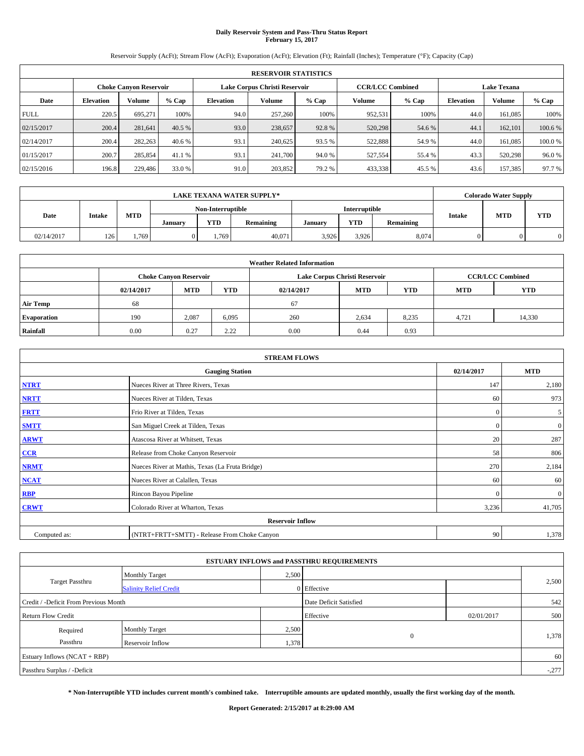# Daily Reservoir System and Pass-Thru Status Report
## February 15, 2017

Reservoir Supply (AcFt); Stream Flow (AcFt); Evaporation (AcFt); Elevation (Ft); Rainfall (Inches); Temperature (°F); Capacity (Cap)

| RESERVOIR STATISTICS | | | | | | | | | | | |
|---|---|---|---|---|---|---|---|---|---|---|---|
| | Choke Canyon Reservoir | | | Lake Corpus Christi Reservoir | | | CCR/LCC Combined | | Lake Texana | | |
| Date | Elevation | Volume | % Cap | Elevation | Volume | % Cap | Volume | % Cap | Elevation | Volume | % Cap |
| FULL | 220.5 | 695,271 | 100% | 94.0 | 257,260 | 100% | 952,531 | 100% | 44.0 | 161,085 | 100% |
| 02/15/2017 | 200.4 | 281,641 | 40.5 % | 93.0 | 238,657 | 92.8 % | 520,298 | 54.6 % | 44.1 | 162,101 | 100.6 % |
| 02/14/2017 | 200.4 | 282,263 | 40.6 % | 93.1 | 240,625 | 93.5 % | 522,888 | 54.9 % | 44.0 | 161,085 | 100.0 % |
| 01/15/2017 | 200.7 | 285,854 | 41.1 % | 93.1 | 241,700 | 94.0 % | 527,554 | 55.4 % | 43.3 | 520,298 | 96.0 % |
| 02/15/2016 | 196.8 | 229,486 | 33.0 % | 91.0 | 203,852 | 79.2 % | 433,338 | 45.5 % | 43.6 | 157,385 | 97.7 % |

| LAKE TEXANA WATER SUPPLY* | | | | | | | | | Colorado Water Supply | | |
|---|---|---|---|---|---|---|---|---|---|---|---|
| Date | Intake | MTD | Non-Interruptible | | | Interruptible | | | Intake | MTD | YTD |
| | | | January | YTD | Remaining | January | YTD | Remaining | | | |
| 02/14/2017 | 126 | 1,769 | 0 | 1,769 | 40,071 | 3,926 | 3,926 | 8,074 | 0 | 0 | 0 |

| Weather Related Information | | | | | | | | |
|---|---|---|---|---|---|---|---|---|
| | Choke Canyon Reservoir | | | Lake Corpus Christi Reservoir | | | CCR/LCC Combined | |
| | 02/14/2017 | MTD | YTD | 02/14/2017 | MTD | YTD | MTD | YTD |
| Air Temp | 68 | | | 67 | | | | |
| Evaporation | 190 | 2,087 | 6,095 | 260 | 2,634 | 8,235 | 4,721 | 14,330 |
| Rainfall | 0.00 | 0.27 | 2.22 | 0.00 | 0.44 | 0.93 | | |

| STREAM FLOWS | | | |
|---|---|---|---|
| Gauging Station | | 02/14/2017 | MTD |
| NTRT | Nueces River at Three Rivers, Texas | 147 | 2,180 |
| NRTT | Nueces River at Tilden, Texas | 60 | 973 |
| FRTT | Frio River at Tilden, Texas | 0 | 5 |
| SMTT | San Miguel Creek at Tilden, Texas | 0 | 0 |
| ARWT | Atascosa River at Whitsett, Texas | 20 | 287 |
| CCR | Release from Choke Canyon Reservoir | 58 | 806 |
| NRMT | Nueces River at Mathis, Texas (La Fruta Bridge) | 270 | 2,184 |
| NCAT | Nueces River at Calallen, Texas | 60 | 60 |
| RBP | Rincon Bayou Pipeline | 0 | 0 |
| CRWT | Colorado River at Wharton, Texas | 3,236 | 41,705 |
| Reservoir Inflow | | | |
| Computed as: | (NTRT+FRTT+SMTT) - Release From Choke Canyon | 90 | 1,378 |

| ESTUARY INFLOWS and PASSTHRU REQUIREMENTS | | | | | |
|---|---|---|---|---|---|
| Target Passthru | Monthly Target | 2,500 | | | 2,500 |
| | Salinity Relief Credit | 0 | Effective | | |
| Credit / -Deficit From Previous Month | | | Date Deficit Satisfied | | 542 |
| Return Flow Credit | | | Effective | 02/01/2017 | 500 |
| Required Passthru | Monthly Target | 2,500 | 0 | | 1,378 |
| | Reservoir Inflow | 1,378 | | | |
| Estuary Inflows (NCAT + RBP) | | | | | 60 |
| Passthru Surplus / -Deficit | | | | | -277 |

**\* Non-Interruptible YTD includes current month's combined take. Interruptible amounts are updated monthly, usually the first working day of the month.**

**Report Generated: 2/15/2017 at 8:29:00 AM**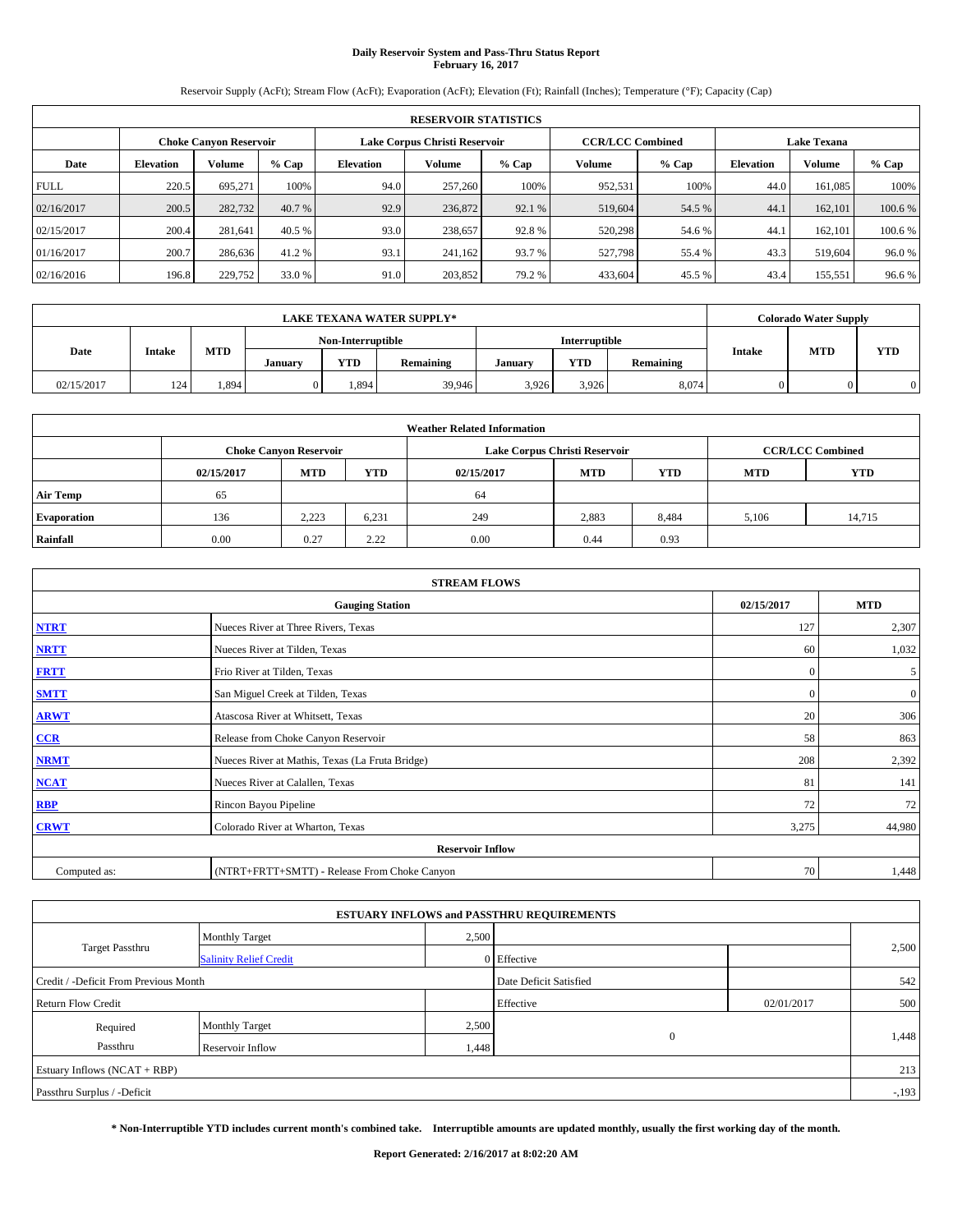# Daily Reservoir System and Pass-Thru Status Report
## February 16, 2017

Reservoir Supply (AcFt); Stream Flow (AcFt); Evaporation (AcFt); Elevation (Ft); Rainfall (Inches); Temperature (°F); Capacity (Cap)

| RESERVOIR STATISTICS | | | | | | | | | | | |
|---|---|---|---|---|---|---|---|---|---|---|---|
| | Choke Canyon Reservoir | | | Lake Corpus Christi Reservoir | | | CCR/LCC Combined | | Lake Texana | | |
| Date | Elevation | Volume | % Cap | Elevation | Volume | % Cap | Volume | % Cap | Elevation | Volume | % Cap |
| FULL | 220.5 | 695,271 | 100% | 94.0 | 257,260 | 100% | 952,531 | 100% | 44.0 | 161,085 | 100% |
| 02/16/2017 | 200.5 | 282,732 | 40.7 % | 92.9 | 236,872 | 92.1 % | 519,604 | 54.5 % | 44.1 | 162,101 | 100.6 % |
| 02/15/2017 | 200.4 | 281,641 | 40.5 % | 93.0 | 238,657 | 92.8 % | 520,298 | 54.6 % | 44.1 | 162,101 | 100.6 % |
| 01/16/2017 | 200.7 | 286,636 | 41.2 % | 93.1 | 241,162 | 93.7 % | 527,798 | 55.4 % | 43.3 | 519,604 | 96.0 % |
| 02/16/2016 | 196.8 | 229,752 | 33.0 % | 91.0 | 203,852 | 79.2 % | 433,604 | 45.5 % | 43.4 | 155,551 | 96.6 % |

| LAKE TEXANA WATER SUPPLY* | | | | | | | | | Colorado Water Supply | | |
|---|---|---|---|---|---|---|---|---|---|---|---|
| Date | Intake | MTD | Non-Interruptible | | | Interruptible | | | Intake | MTD | YTD |
| | | | January | YTD | Remaining | January | YTD | Remaining | | | |
| 02/15/2017 | 124 | 1,894 | 0 | 1,894 | 39,946 | 3,926 | 3,926 | 8,074 | 0 | 0 | 0 |

| Weather Related Information | | | | | | | | |
|---|---|---|---|---|---|---|---|---|
| | Choke Canyon Reservoir | | | Lake Corpus Christi Reservoir | | | CCR/LCC Combined | |
| | 02/15/2017 | MTD | YTD | 02/15/2017 | MTD | YTD | MTD | YTD |
| Air Temp | 65 | | | 64 | | | | |
| Evaporation | 136 | 2,223 | 6,231 | 249 | 2,883 | 8,484 | 5,106 | 14,715 |
| Rainfall | 0.00 | 0.27 | 2.22 | 0.00 | 0.44 | 0.93 | | |

| STREAM FLOWS | | | |
|---|---|---|---|
| Gauging Station | | 02/15/2017 | MTD |
| NTRT | Nueces River at Three Rivers, Texas | 127 | 2,307 |
| NRTT | Nueces River at Tilden, Texas | 60 | 1,032 |
| FRTT | Frio River at Tilden, Texas | 0 | 5 |
| SMTT | San Miguel Creek at Tilden, Texas | 0 | 0 |
| ARWT | Atascosa River at Whitsett, Texas | 20 | 306 |
| CCR | Release from Choke Canyon Reservoir | 58 | 863 |
| NRMT | Nueces River at Mathis, Texas (La Fruta Bridge) | 208 | 2,392 |
| NCAT | Nueces River at Calallen, Texas | 81 | 141 |
| RBP | Rincon Bayou Pipeline | 72 | 72 |
| CRWT | Colorado River at Wharton, Texas | 3,275 | 44,980 |
| Reservoir Inflow | | | |
| Computed as: | (NTRT+FRTT+SMTT) - Release From Choke Canyon | 70 | 1,448 |

| ESTUARY INFLOWS and PASSTHRU REQUIREMENTS | | | | | |
|---|---|---|---|---|---|
| Target Passthru | Monthly Target | 2,500 | | | 2,500 |
| | Salinity Relief Credit | 0 | Effective | | |
| Credit / -Deficit From Previous Month | | | Date Deficit Satisfied | | 542 |
| Return Flow Credit | | | Effective | 02/01/2017 | 500 |
| Required Passthru | Monthly Target | 2,500 | 0 | | 1,448 |
| | Reservoir Inflow | 1,448 | | | |
| Estuary Inflows (NCAT + RBP) | | | | | 213 |
| Passthru Surplus / -Deficit | | | | | -193 |

**\* Non-Interruptible YTD includes current month's combined take. Interruptible amounts are updated monthly, usually the first working day of the month.**

**Report Generated: 2/16/2017 at 8:02:20 AM**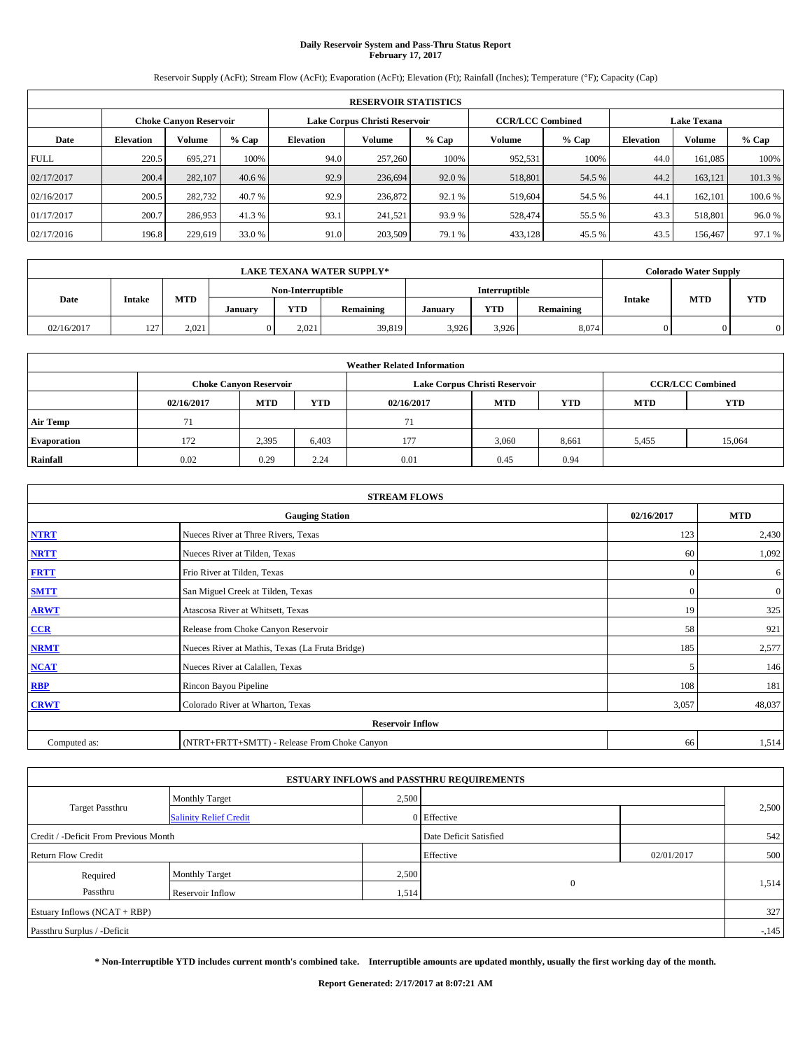# Daily Reservoir System and Pass-Thru Status Report
## February 17, 2017

Reservoir Supply (AcFt); Stream Flow (AcFt); Evaporation (AcFt); Elevation (Ft); Rainfall (Inches); Temperature (°F); Capacity (Cap)

| RESERVOIR STATISTICS | | | | | | | | | | | |
|---|---|---|---|---|---|---|---|---|---|---|---|
| | Choke Canyon Reservoir | | | Lake Corpus Christi Reservoir | | | CCR/LCC Combined | | Lake Texana | | |
| Date | Elevation | Volume | % Cap | Elevation | Volume | % Cap | Volume | % Cap | Elevation | Volume | % Cap |
| FULL | 220.5 | 695,271 | 100% | 94.0 | 257,260 | 100% | 952,531 | 100% | 44.0 | 161,085 | 100% |
| 02/17/2017 | 200.4 | 282,107 | 40.6 % | 92.9 | 236,694 | 92.0 % | 518,801 | 54.5 % | 44.2 | 163,121 | 101.3 % |
| 02/16/2017 | 200.5 | 282,732 | 40.7 % | 92.9 | 236,872 | 92.1 % | 519,604 | 54.5 % | 44.1 | 162,101 | 100.6 % |
| 01/17/2017 | 200.7 | 286,953 | 41.3 % | 93.1 | 241,521 | 93.9 % | 528,474 | 55.5 % | 43.3 | 518,801 | 96.0 % |
| 02/17/2016 | 196.8 | 229,619 | 33.0 % | 91.0 | 203,509 | 79.1 % | 433,128 | 45.5 % | 43.5 | 156,467 | 97.1 % |

| LAKE TEXANA WATER SUPPLY* | | | | | | | | | Colorado Water Supply | | |
|---|---|---|---|---|---|---|---|---|---|---|---|
| Date | Intake | MTD | Non-Interruptible | | | Interruptible | | | Intake | MTD | YTD |
| | | | January | YTD | Remaining | January | YTD | Remaining | | | |
| 02/16/2017 | 127 | 2,021 | 0 | 2,021 | 39,819 | 3,926 | 3,926 | 8,074 | 0 | 0 | 0 |

| Weather Related Information | | | | | | | | |
|---|---|---|---|---|---|---|---|---|
| | Choke Canyon Reservoir | | | Lake Corpus Christi Reservoir | | | CCR/LCC Combined | |
| | 02/16/2017 | MTD | YTD | 02/16/2017 | MTD | YTD | MTD | YTD |
| Air Temp | 71 | | | 71 | | | | |
| Evaporation | 172 | 2,395 | 6,403 | 177 | 3,060 | 8,661 | 5,455 | 15,064 |
| Rainfall | 0.02 | 0.29 | 2.24 | 0.01 | 0.45 | 0.94 | | |

| STREAM FLOWS | | | |
|---|---|---|---|
| | Gauging Station | 02/16/2017 | MTD |
| NTRT | Nueces River at Three Rivers, Texas | 123 | 2,430 |
| NRTT | Nueces River at Tilden, Texas | 60 | 1,092 |
| FRTT | Frio River at Tilden, Texas | 0 | 6 |
| SMTT | San Miguel Creek at Tilden, Texas | 0 | 0 |
| ARWT | Atascosa River at Whitsett, Texas | 19 | 325 |
| CCR | Release from Choke Canyon Reservoir | 58 | 921 |
| NRMT | Nueces River at Mathis, Texas (La Fruta Bridge) | 185 | 2,577 |
| NCAT | Nueces River at Calallen, Texas | 5 | 146 |
| RBP | Rincon Bayou Pipeline | 108 | 181 |
| CRWT | Colorado River at Wharton, Texas | 3,057 | 48,037 |
| Reservoir Inflow | | | |
| Computed as: | (NTRT+FRTT+SMTT) - Release From Choke Canyon | 66 | 1,514 |

| ESTUARY INFLOWS and PASSTHRU REQUIREMENTS | | | | | |
|---|---|---|---|---|---|
| Target Passthru | Monthly Target | 2,500 | | | 2,500 |
| | Salinity Relief Credit | 0 | Effective | | |
| Credit / -Deficit From Previous Month | | | Date Deficit Satisfied | | 542 |
| Return Flow Credit | | | Effective | 02/01/2017 | 500 |
| Required Passthru | Monthly Target | 2,500 | 0 | | 1,514 |
| | Reservoir Inflow | 1,514 | | | |
| Estuary Inflows (NCAT + RBP) | | | | | 327 |
| Passthru Surplus / -Deficit | | | | | -,145 |

**\* Non-Interruptible YTD includes current month's combined take. Interruptible amounts are updated monthly, usually the first working day of the month.**

**Report Generated: 2/17/2017 at 8:07:21 AM**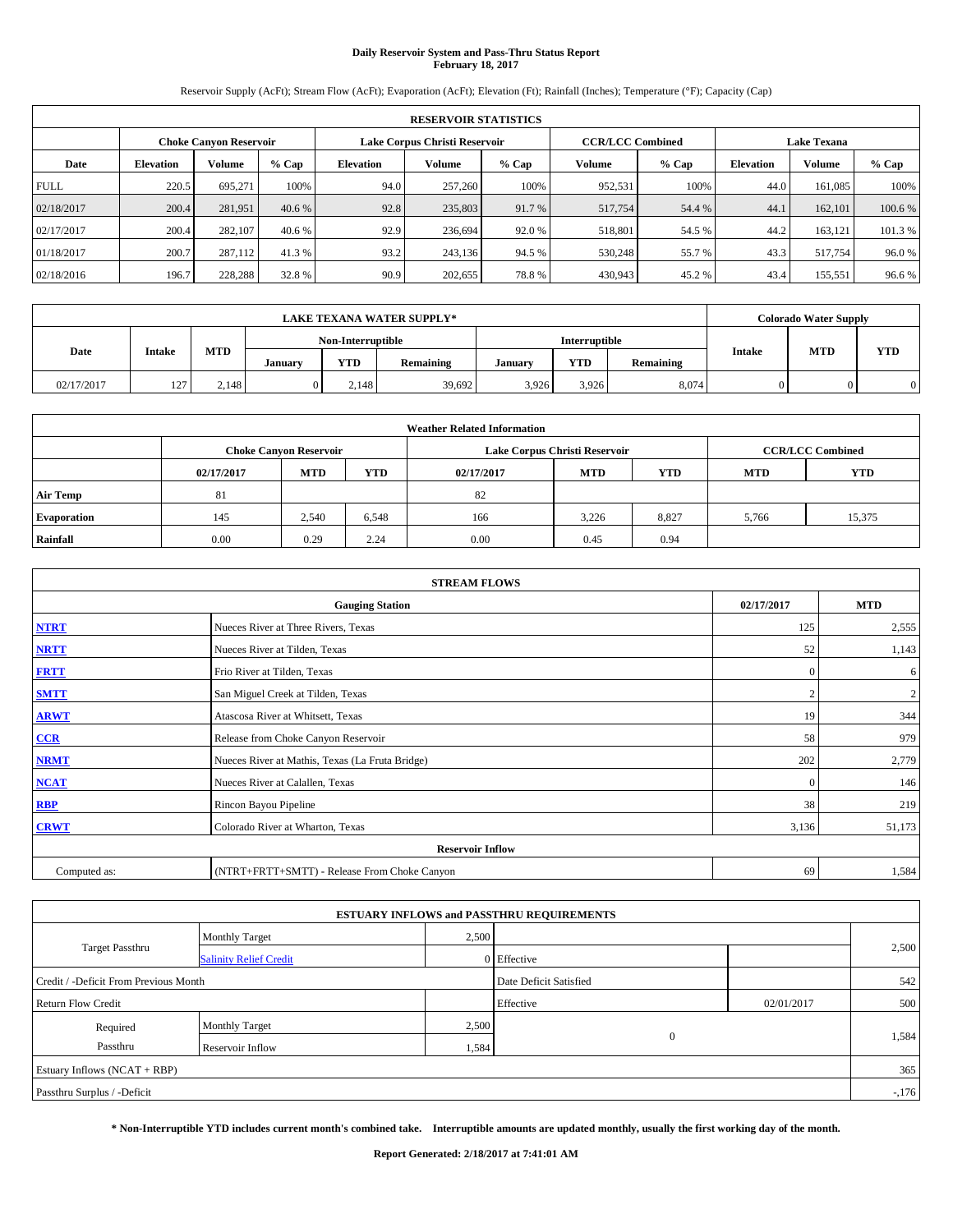# Daily Reservoir System and Pass-Thru Status Report
## February 18, 2017

Reservoir Supply (AcFt); Stream Flow (AcFt); Evaporation (AcFt); Elevation (Ft); Rainfall (Inches); Temperature (°F); Capacity (Cap)

| RESERVOIR STATISTICS | | | | | | | | | | | |
|---|---|---|---|---|---|---|---|---|---|---|---|
| | Choke Canyon Reservoir | | | Lake Corpus Christi Reservoir | | | CCR/LCC Combined | | Lake Texana | | |
| Date | Elevation | Volume | % Cap | Elevation | Volume | % Cap | Volume | % Cap | Elevation | Volume | % Cap |
| FULL | 220.5 | 695,271 | 100% | 94.0 | 257,260 | 100% | 952,531 | 100% | 44.0 | 161,085 | 100% |
| 02/18/2017 | 200.4 | 281,951 | 40.6 % | 92.8 | 235,803 | 91.7 % | 517,754 | 54.4 % | 44.1 | 162,101 | 100.6 % |
| 02/17/2017 | 200.4 | 282,107 | 40.6 % | 92.9 | 236,694 | 92.0 % | 518,801 | 54.5 % | 44.2 | 163,121 | 101.3 % |
| 01/18/2017 | 200.7 | 287,112 | 41.3 % | 93.2 | 243,136 | 94.5 % | 530,248 | 55.7 % | 43.3 | 517,754 | 96.0 % |
| 02/18/2016 | 196.7 | 228,288 | 32.8 % | 90.9 | 202,655 | 78.8 % | 430,943 | 45.2 % | 43.4 | 155,551 | 96.6 % |

| LAKE TEXANA WATER SUPPLY* | | | | | | | | | Colorado Water Supply | | |
|---|---|---|---|---|---|---|---|---|---|---|---|
| Date | Intake | MTD | Non-Interruptible | | | Interruptible | | | Intake | MTD | YTD |
| | | | January | YTD | Remaining | January | YTD | Remaining | | | |
| 02/17/2017 | 127 | 2,148 | 0 | 2,148 | 39,692 | 3,926 | 3,926 | 8,074 | 0 | 0 | 0 |

| Weather Related Information | | | | | | | | |
|---|---|---|---|---|---|---|---|---|
| | Choke Canyon Reservoir | | | Lake Corpus Christi Reservoir | | | CCR/LCC Combined | |
| | 02/17/2017 | MTD | YTD | 02/17/2017 | MTD | YTD | MTD | YTD |
| Air Temp | 81 | | | 82 | | | | |
| Evaporation | 145 | 2,540 | 6,548 | 166 | 3,226 | 8,827 | 5,766 | 15,375 |
| Rainfall | 0.00 | 0.29 | 2.24 | 0.00 | 0.45 | 0.94 | | |

| STREAM FLOWS | | | |
|---|---|---|---|
| | Gauging Station | 02/17/2017 | MTD |
| NTRT | Nueces River at Three Rivers, Texas | 125 | 2,555 |
| NRTT | Nueces River at Tilden, Texas | 52 | 1,143 |
| FRTT | Frio River at Tilden, Texas | 0 | 6 |
| SMTT | San Miguel Creek at Tilden, Texas | 2 | 2 |
| ARWT | Atascosa River at Whitsett, Texas | 19 | 344 |
| CCR | Release from Choke Canyon Reservoir | 58 | 979 |
| NRMT | Nueces River at Mathis, Texas (La Fruta Bridge) | 202 | 2,779 |
| NCAT | Nueces River at Calallen, Texas | 0 | 146 |
| RBP | Rincon Bayou Pipeline | 38 | 219 |
| CRWT | Colorado River at Wharton, Texas | 3,136 | 51,173 |
| Reservoir Inflow | | | |
| Computed as: | (NTRT+FRTT+SMTT) - Release From Choke Canyon | 69 | 1,584 |

| ESTUARY INFLOWS and PASSTHRU REQUIREMENTS | | | | | |
|---|---|---|---|---|---|
| Target Passthru | Monthly Target | 2,500 | | | 2,500 |
| | Salinity Relief Credit | 0 | Effective | | |
| Credit / -Deficit From Previous Month | | | Date Deficit Satisfied | | 542 |
| Return Flow Credit | | | Effective | 02/01/2017 | 500 |
| Required Passthru | Monthly Target | 2,500 | 0 | | 1,584 |
| | Reservoir Inflow | 1,584 | | | |
| Estuary Inflows (NCAT + RBP) | | | | | 365 |
| Passthru Surplus / -Deficit | | | | | -,176 |

**\* Non-Interruptible YTD includes current month's combined take. Interruptible amounts are updated monthly, usually the first working day of the month.**

**Report Generated: 2/18/2017 at 7:41:01 AM**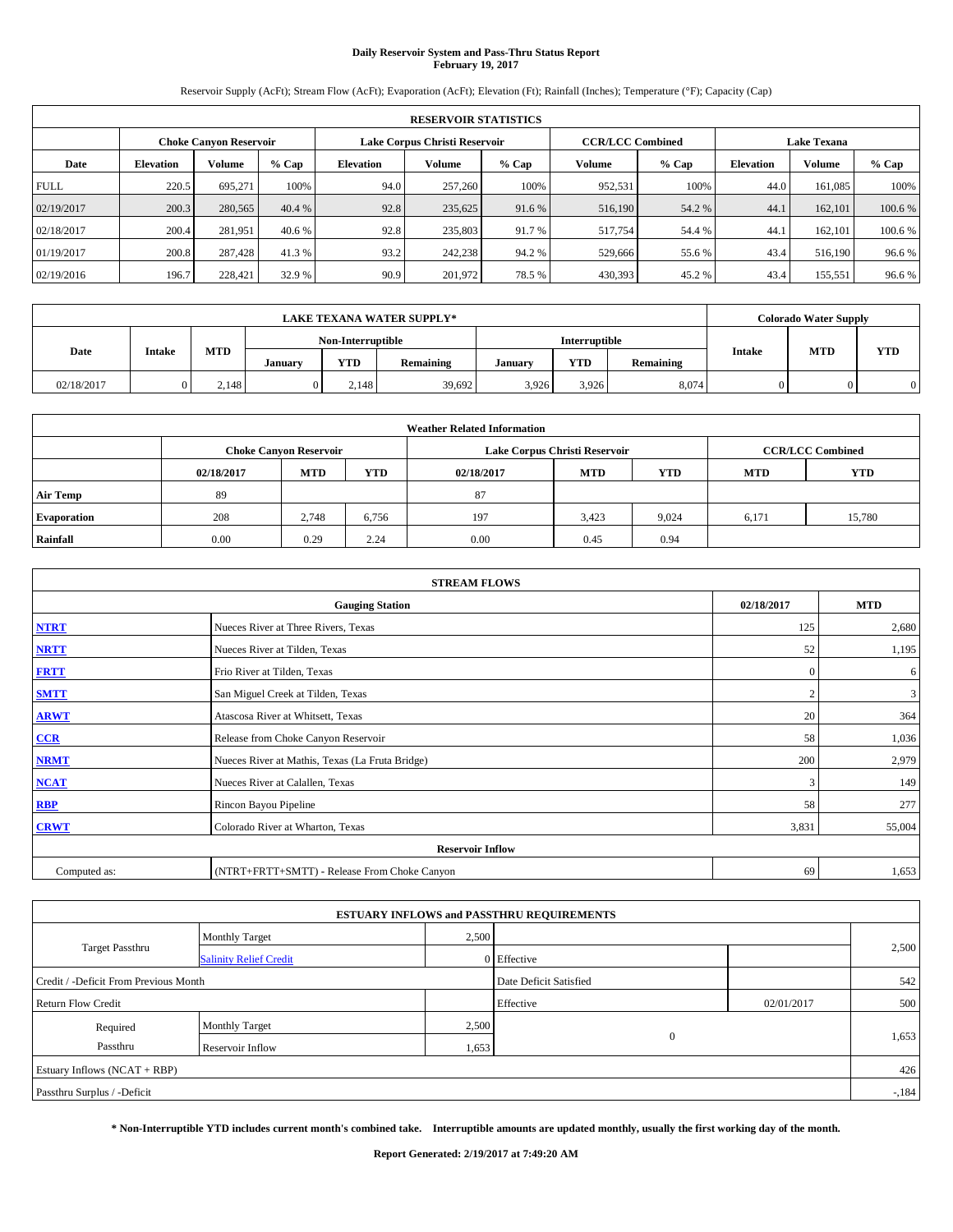# Daily Reservoir System and Pass-Thru Status Report
## February 19, 2017

Reservoir Supply (AcFt); Stream Flow (AcFt); Evaporation (AcFt); Elevation (Ft); Rainfall (Inches); Temperature (°F); Capacity (Cap)

| RESERVOIR STATISTICS | | | | | | | | | | | |
|---|---|---|---|---|---|---|---|---|---|---|---|
| | Choke Canyon Reservoir | | | Lake Corpus Christi Reservoir | | | CCR/LCC Combined | | Lake Texana | | |
| Date | Elevation | Volume | % Cap | Elevation | Volume | % Cap | Volume | % Cap | Elevation | Volume | % Cap |
| FULL | 220.5 | 695,271 | 100% | 94.0 | 257,260 | 100% | 952,531 | 100% | 44.0 | 161,085 | 100% |
| 02/19/2017 | 200.3 | 280,565 | 40.4 % | 92.8 | 235,625 | 91.6 % | 516,190 | 54.2 % | 44.1 | 162,101 | 100.6 % |
| 02/18/2017 | 200.4 | 281,951 | 40.6 % | 92.8 | 235,803 | 91.7 % | 517,754 | 54.4 % | 44.1 | 162,101 | 100.6 % |
| 01/19/2017 | 200.8 | 287,428 | 41.3 % | 93.2 | 242,238 | 94.2 % | 529,666 | 55.6 % | 43.4 | 516,190 | 96.6 % |
| 02/19/2016 | 196.7 | 228,421 | 32.9 % | 90.9 | 201,972 | 78.5 % | 430,393 | 45.2 % | 43.4 | 155,551 | 96.6 % |

| LAKE TEXANA WATER SUPPLY* | | | | | | | | | Colorado Water Supply | | |
|---|---|---|---|---|---|---|---|---|---|---|---|
| Date | Intake | MTD | Non-Interruptible | | | Interruptible | | | Intake | MTD | YTD |
| | | | January | YTD | Remaining | January | YTD | Remaining | | | |
| 02/18/2017 | 0 | 2,148 | 0 | 2,148 | 39,692 | 3,926 | 3,926 | 8,074 | 0 | 0 | 0 |

| Weather Related Information | | | | | | | | |
|---|---|---|---|---|---|---|---|---|
| | Choke Canyon Reservoir | | | Lake Corpus Christi Reservoir | | | CCR/LCC Combined | |
| | 02/18/2017 | MTD | YTD | 02/18/2017 | MTD | YTD | MTD | YTD |
| Air Temp | 89 | | | 87 | | | | |
| Evaporation | 208 | 2,748 | 6,756 | 197 | 3,423 | 9,024 | 6,171 | 15,780 |
| Rainfall | 0.00 | 0.29 | 2.24 | 0.00 | 0.45 | 0.94 | | |

| STREAM FLOWS | | | |
|---|---|---|---|
| | Gauging Station | 02/18/2017 | MTD |
| NTRT | Nueces River at Three Rivers, Texas | 125 | 2,680 |
| NRTT | Nueces River at Tilden, Texas | 52 | 1,195 |
| FRTT | Frio River at Tilden, Texas | 0 | 6 |
| SMTT | San Miguel Creek at Tilden, Texas | 2 | 3 |
| ARWT | Atascosa River at Whitsett, Texas | 20 | 364 |
| CCR | Release from Choke Canyon Reservoir | 58 | 1,036 |
| NRMT | Nueces River at Mathis, Texas (La Fruta Bridge) | 200 | 2,979 |
| NCAT | Nueces River at Calallen, Texas | 3 | 149 |
| RBP | Rincon Bayou Pipeline | 58 | 277 |
| CRWT | Colorado River at Wharton, Texas | 3,831 | 55,004 |
| Reservoir Inflow | | | |
| Computed as: | (NTRT+FRTT+SMTT) - Release From Choke Canyon | 69 | 1,653 |

| ESTUARY INFLOWS and PASSTHRU REQUIREMENTS | | | | | |
|---|---|---|---|---|---|
| Target Passthru | Monthly Target | 2,500 | | | 2,500 |
| | Salinity Relief Credit | 0 | Effective | | |
| Credit / -Deficit From Previous Month | | | Date Deficit Satisfied | | 542 |
| Return Flow Credit | | | Effective | 02/01/2017 | 500 |
| Required Passthru | Monthly Target | 2,500 | 0 | | 1,653 |
| | Reservoir Inflow | 1,653 | | | |
| Estuary Inflows (NCAT + RBP) | | | | | 426 |
| Passthru Surplus / -Deficit | | | | | -,184 |

**\* Non-Interruptible YTD includes current month's combined take. Interruptible amounts are updated monthly, usually the first working day of the month.**

**Report Generated: 2/19/2017 at 7:49:20 AM**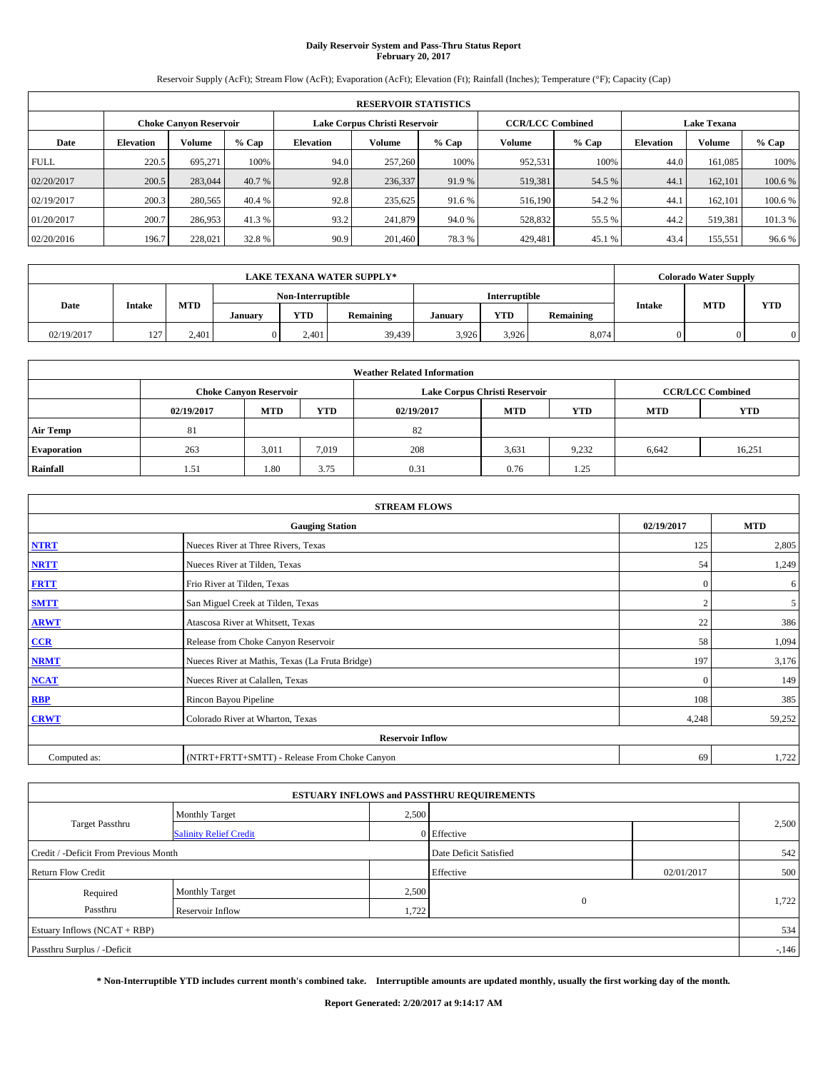# Daily Reservoir System and Pass-Thru Status Report
## February 20, 2017

Reservoir Supply (AcFt); Stream Flow (AcFt); Evaporation (AcFt); Elevation (Ft); Rainfall (Inches); Temperature (°F); Capacity (Cap)

| RESERVOIR STATISTICS | | | | | | | | | | | |
|---|---|---|---|---|---|---|---|---|---|---|---|
| | Choke Canyon Reservoir | | | Lake Corpus Christi Reservoir | | | CCR/LCC Combined | | Lake Texana | | |
| Date | Elevation | Volume | % Cap | Elevation | Volume | % Cap | Volume | % Cap | Elevation | Volume | % Cap |
| FULL | 220.5 | 695,271 | 100% | 94.0 | 257,260 | 100% | 952,531 | 100% | 44.0 | 161,085 | 100% |
| 02/20/2017 | 200.5 | 283,044 | 40.7 % | 92.8 | 236,337 | 91.9 % | 519,381 | 54.5 % | 44.1 | 162,101 | 100.6 % |
| 02/19/2017 | 200.3 | 280,565 | 40.4 % | 92.8 | 235,625 | 91.6 % | 516,190 | 54.2 % | 44.1 | 162,101 | 100.6 % |
| 01/20/2017 | 200.7 | 286,953 | 41.3 % | 93.2 | 241,879 | 94.0 % | 528,832 | 55.5 % | 44.2 | 519,381 | 101.3 % |
| 02/20/2016 | 196.7 | 228,021 | 32.8 % | 90.9 | 201,460 | 78.3 % | 429,481 | 45.1 % | 43.4 | 155,551 | 96.6 % |

| LAKE TEXANA WATER SUPPLY* | | | | | | | | | Colorado Water Supply | | |
|---|---|---|---|---|---|---|---|---|---|---|---|
| Date | Intake | MTD | Non-Interruptible | | | Interruptible | | | Intake | MTD | YTD |
| | | | January | YTD | Remaining | January | YTD | Remaining | | | |
| 02/19/2017 | 127 | 2,401 | 0 | 2,401 | 39,439 | 3,926 | 3,926 | 8,074 | 0 | 0 | 0 |

| Weather Related Information | | | | | | | | |
|---|---|---|---|---|---|---|---|---|
| | Choke Canyon Reservoir | | | Lake Corpus Christi Reservoir | | | CCR/LCC Combined | |
| | 02/19/2017 | MTD | YTD | 02/19/2017 | MTD | YTD | MTD | YTD |
| Air Temp | 81 | | | 82 | | | | |
| Evaporation | 263 | 3,011 | 7,019 | 208 | 3,631 | 9,232 | 6,642 | 16,251 |
| Rainfall | 1.51 | 1.80 | 3.75 | 0.31 | 0.76 | 1.25 | | |

| STREAM FLOWS | | | |
|---|---|---|---|
| | Gauging Station | 02/19/2017 | MTD |
| NTRT | Nueces River at Three Rivers, Texas | 125 | 2,805 |
| NRTT | Nueces River at Tilden, Texas | 54 | 1,249 |
| FRTT | Frio River at Tilden, Texas | 0 | 6 |
| SMTT | San Miguel Creek at Tilden, Texas | 2 | 5 |
| ARWT | Atascosa River at Whitsett, Texas | 22 | 386 |
| CCR | Release from Choke Canyon Reservoir | 58 | 1,094 |
| NRMT | Nueces River at Mathis, Texas (La Fruta Bridge) | 197 | 3,176 |
| NCAT | Nueces River at Calallen, Texas | 0 | 149 |
| RBP | Rincon Bayou Pipeline | 108 | 385 |
| CRWT | Colorado River at Wharton, Texas | 4,248 | 59,252 |
| Reservoir Inflow | | | |
| Computed as: | (NTRT+FRTT+SMTT) - Release From Choke Canyon | 69 | 1,722 |

| ESTUARY INFLOWS and PASSTHRU REQUIREMENTS | | | | | |
|---|---|---|---|---|---|
| Target Passthru | Monthly Target | 2,500 | | | 2,500 |
| | Salinity Relief Credit | 0 | Effective | | |
| Credit / -Deficit From Previous Month | | | Date Deficit Satisfied | | 542 |
| Return Flow Credit | | | Effective | 02/01/2017 | 500 |
| Required Passthru | Monthly Target | 2,500 | 0 | | 1,722 |
| | Reservoir Inflow | 1,722 | | | |
| Estuary Inflows (NCAT + RBP) | | | | | 534 |
| Passthru Surplus / -Deficit | | | | | -,146 |

**\* Non-Interruptible YTD includes current month's combined take. Interruptible amounts are updated monthly, usually the first working day of the month.**

**Report Generated: 2/20/2017 at 9:14:17 AM**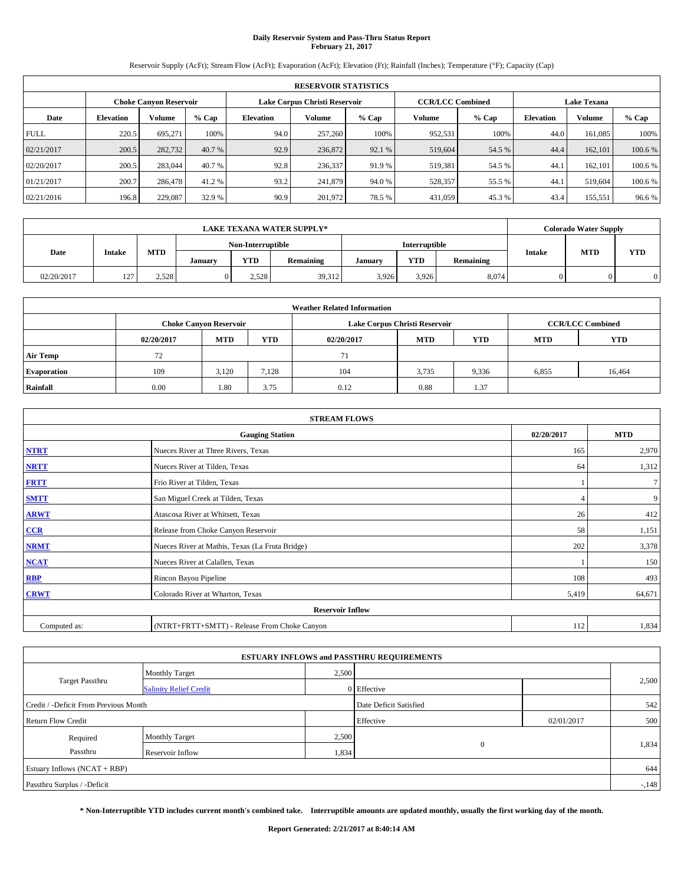# Daily Reservoir System and Pass-Thru Status Report
## February 21, 2017

Reservoir Supply (AcFt); Stream Flow (AcFt); Evaporation (AcFt); Elevation (Ft); Rainfall (Inches); Temperature (°F); Capacity (Cap)

| RESERVOIR STATISTICS | | | | | | | | | | | |
|---|---|---|---|---|---|---|---|---|---|---|---|
| | Choke Canyon Reservoir | | | Lake Corpus Christi Reservoir | | | CCR/LCC Combined | | Lake Texana | | |
| Date | Elevation | Volume | % Cap | Elevation | Volume | % Cap | Volume | % Cap | Elevation | Volume | % Cap |
| FULL | 220.5 | 695,271 | 100% | 94.0 | 257,260 | 100% | 952,531 | 100% | 44.0 | 161,085 | 100% |
| 02/21/2017 | 200.5 | 282,732 | 40.7 % | 92.9 | 236,872 | 92.1 % | 519,604 | 54.5 % | 44.4 | 162,101 | 100.6 % |
| 02/20/2017 | 200.5 | 283,044 | 40.7 % | 92.8 | 236,337 | 91.9 % | 519,381 | 54.5 % | 44.1 | 162,101 | 100.6 % |
| 01/21/2017 | 200.7 | 286,478 | 41.2 % | 93.2 | 241,879 | 94.0 % | 528,357 | 55.5 % | 44.1 | 519,604 | 100.6 % |
| 02/21/2016 | 196.8 | 229,087 | 32.9 % | 90.9 | 201,972 | 78.5 % | 431,059 | 45.3 % | 43.4 | 155,551 | 96.6 % |

| LAKE TEXANA WATER SUPPLY* | | | | | | | | | Colorado Water Supply | | |
|---|---|---|---|---|---|---|---|---|---|---|---|
| Date | Intake | MTD | Non-Interruptible | | | Interruptible | | | Intake | MTD | YTD |
| | | | January | YTD | Remaining | January | YTD | Remaining | | | |
| 02/20/2017 | 127 | 2,528 | 0 | 2,528 | 39,312 | 3,926 | 3,926 | 8,074 | 0 | 0 | 0 |

| Weather Related Information | | | | | | | | |
|---|---|---|---|---|---|---|---|---|
| | Choke Canyon Reservoir | | | Lake Corpus Christi Reservoir | | | CCR/LCC Combined | |
| | 02/20/2017 | MTD | YTD | 02/20/2017 | MTD | YTD | MTD | YTD |
| Air Temp | 72 | | | 71 | | | | |
| Evaporation | 109 | 3,120 | 7,128 | 104 | 3,735 | 9,336 | 6,855 | 16,464 |
| Rainfall | 0.00 | 1.80 | 3.75 | 0.12 | 0.88 | 1.37 | | |

| STREAM FLOWS | | | |
|---|---|---|---|
| Gauging Station | | 02/20/2017 | MTD |
| NTRT | Nueces River at Three Rivers, Texas | 165 | 2,970 |
| NRTT | Nueces River at Tilden, Texas | 64 | 1,312 |
| FRTT | Frio River at Tilden, Texas | 1 | 7 |
| SMTT | San Miguel Creek at Tilden, Texas | 4 | 9 |
| ARWT | Atascosa River at Whitsett, Texas | 26 | 412 |
| CCR | Release from Choke Canyon Reservoir | 58 | 1,151 |
| NRMT | Nueces River at Mathis, Texas (La Fruta Bridge) | 202 | 3,378 |
| NCAT | Nueces River at Calallen, Texas | 1 | 150 |
| RBP | Rincon Bayou Pipeline | 108 | 493 |
| CRWT | Colorado River at Wharton, Texas | 5,419 | 64,671 |
| Reservoir Inflow | | | |
| Computed as: | (NTRT+FRTT+SMTT) - Release From Choke Canyon | 112 | 1,834 |

| ESTUARY INFLOWS and PASSTHRU REQUIREMENTS | | | | | |
|---|---|---|---|---|---|
| Target Passthru | Monthly Target | 2,500 | | | 2,500 |
| | Salinity Relief Credit | 0 | Effective | | |
| Credit / -Deficit From Previous Month | | | Date Deficit Satisfied | | 542 |
| Return Flow Credit | | | Effective | 02/01/2017 | 500 |
| Required Passthru | Monthly Target | 2,500 | 0 | | 1,834 |
| | Reservoir Inflow | 1,834 | | | |
| Estuary Inflows (NCAT + RBP) | | | | | 644 |
| Passthru Surplus / -Deficit | | | | | -,148 |

**\* Non-Interruptible YTD includes current month's combined take. Interruptible amounts are updated monthly, usually the first working day of the month.**

**Report Generated: 2/21/2017 at 8:40:14 AM**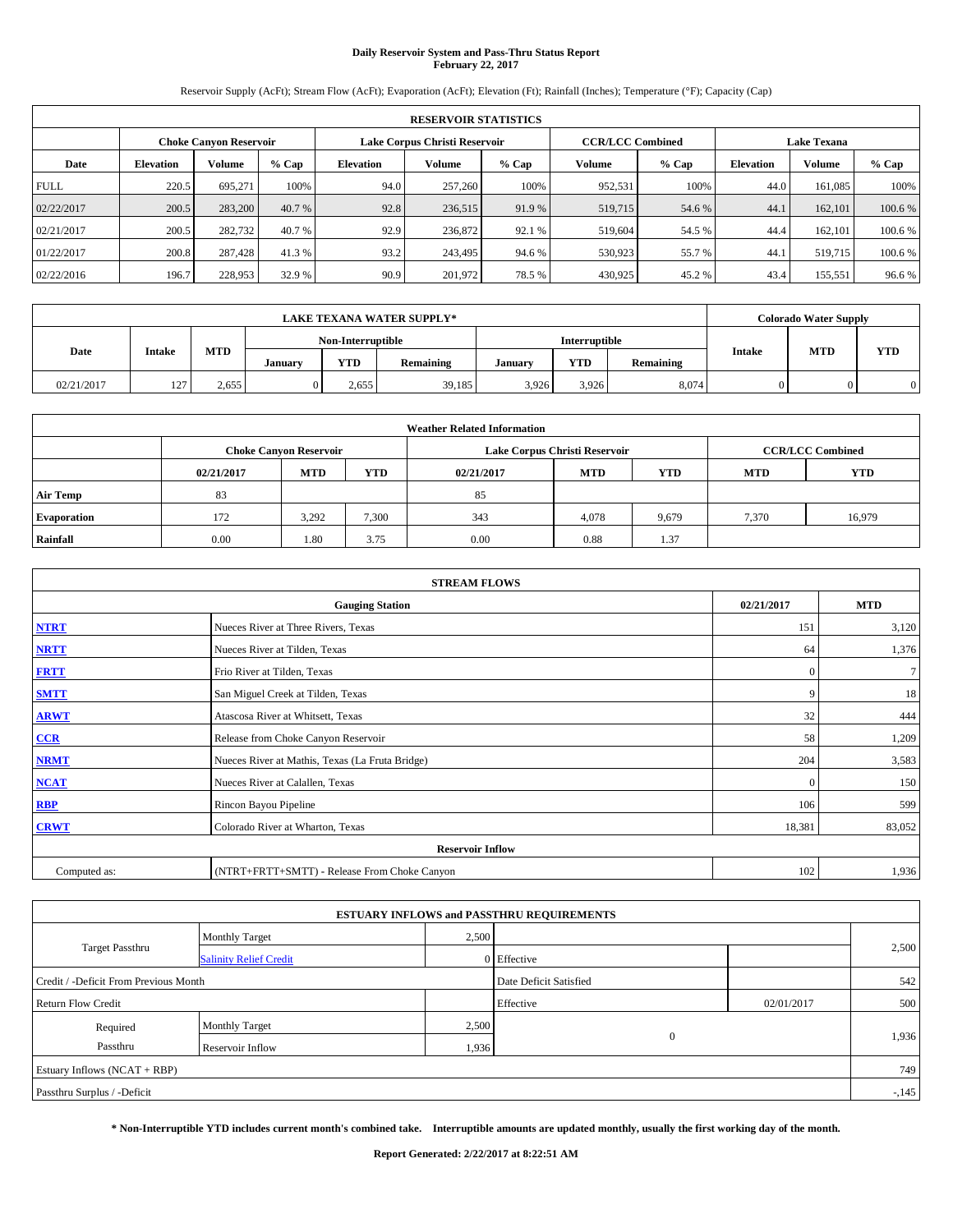# Daily Reservoir System and Pass-Thru Status Report
## February 22, 2017

Reservoir Supply (AcFt); Stream Flow (AcFt); Evaporation (AcFt); Elevation (Ft); Rainfall (Inches); Temperature (°F); Capacity (Cap)

| RESERVOIR STATISTICS | | | | | | | | | | | |
|---|---|---|---|---|---|---|---|---|---|---|---|
| | Choke Canyon Reservoir | | | Lake Corpus Christi Reservoir | | | CCR/LCC Combined | | Lake Texana | | |
| Date | Elevation | Volume | % Cap | Elevation | Volume | % Cap | Volume | % Cap | Elevation | Volume | % Cap |
| FULL | 220.5 | 695,271 | 100% | 94.0 | 257,260 | 100% | 952,531 | 100% | 44.0 | 161,085 | 100% |
| 02/22/2017 | 200.5 | 283,200 | 40.7 % | 92.8 | 236,515 | 91.9 % | 519,715 | 54.6 % | 44.1 | 162,101 | 100.6 % |
| 02/21/2017 | 200.5 | 282,732 | 40.7 % | 92.9 | 236,872 | 92.1 % | 519,604 | 54.5 % | 44.4 | 162,101 | 100.6 % |
| 01/22/2017 | 200.8 | 287,428 | 41.3 % | 93.2 | 243,495 | 94.6 % | 530,923 | 55.7 % | 44.1 | 519,715 | 100.6 % |
| 02/22/2016 | 196.7 | 228,953 | 32.9 % | 90.9 | 201,972 | 78.5 % | 430,925 | 45.2 % | 43.4 | 155,551 | 96.6 % |

| LAKE TEXANA WATER SUPPLY* | | | | | | | | | Colorado Water Supply | | |
|---|---|---|---|---|---|---|---|---|---|---|---|
| Date | Intake | MTD | Non-Interruptible | | | Interruptible | | | Intake | MTD | YTD |
| | | | January | YTD | Remaining | January | YTD | Remaining | | | |
| 02/21/2017 | 127 | 2,655 | 0 | 2,655 | 39,185 | 3,926 | 3,926 | 8,074 | 0 | 0 | 0 |

| Weather Related Information | | | | | | | | |
|---|---|---|---|---|---|---|---|---|
| | Choke Canyon Reservoir | | | Lake Corpus Christi Reservoir | | | CCR/LCC Combined | |
| | 02/21/2017 | MTD | YTD | 02/21/2017 | MTD | YTD | MTD | YTD |
| Air Temp | 83 | | | 85 | | | | |
| Evaporation | 172 | 3,292 | 7,300 | 343 | 4,078 | 9,679 | 7,370 | 16,979 |
| Rainfall | 0.00 | 1.80 | 3.75 | 0.00 | 0.88 | 1.37 | | |

| STREAM FLOWS | | | |
|---|---|---|---|
| Gauging Station | | 02/21/2017 | MTD |
| NTRT | Nueces River at Three Rivers, Texas | 151 | 3,120 |
| NRTT | Nueces River at Tilden, Texas | 64 | 1,376 |
| FRTT | Frio River at Tilden, Texas | 0 | 7 |
| SMTT | San Miguel Creek at Tilden, Texas | 9 | 18 |
| ARWT | Atascosa River at Whitsett, Texas | 32 | 444 |
| CCR | Release from Choke Canyon Reservoir | 58 | 1,209 |
| NRMT | Nueces River at Mathis, Texas (La Fruta Bridge) | 204 | 3,583 |
| NCAT | Nueces River at Calallen, Texas | 0 | 150 |
| RBP | Rincon Bayou Pipeline | 106 | 599 |
| CRWT | Colorado River at Wharton, Texas | 18,381 | 83,052 |
| Reservoir Inflow | | | |
| Computed as: | (NTRT+FRTT+SMTT) - Release From Choke Canyon | 102 | 1,936 |

| ESTUARY INFLOWS and PASSTHRU REQUIREMENTS | | | | | |
|---|---|---|---|---|---|
| Target Passthru | Monthly Target | 2,500 | | | 2,500 |
| | Salinity Relief Credit | 0 | Effective | | |
| Credit / -Deficit From Previous Month | | | Date Deficit Satisfied | | 542 |
| Return Flow Credit | | | Effective | 02/01/2017 | 500 |
| Required Passthru | Monthly Target | 2,500 | 0 | | 1,936 |
| | Reservoir Inflow | 1,936 | | | |
| Estuary Inflows (NCAT + RBP) | | | | | 749 |
| Passthru Surplus / -Deficit | | | | | -,145 |

**\* Non-Interruptible YTD includes current month's combined take. Interruptible amounts are updated monthly, usually the first working day of the month.**

**Report Generated: 2/22/2017 at 8:22:51 AM**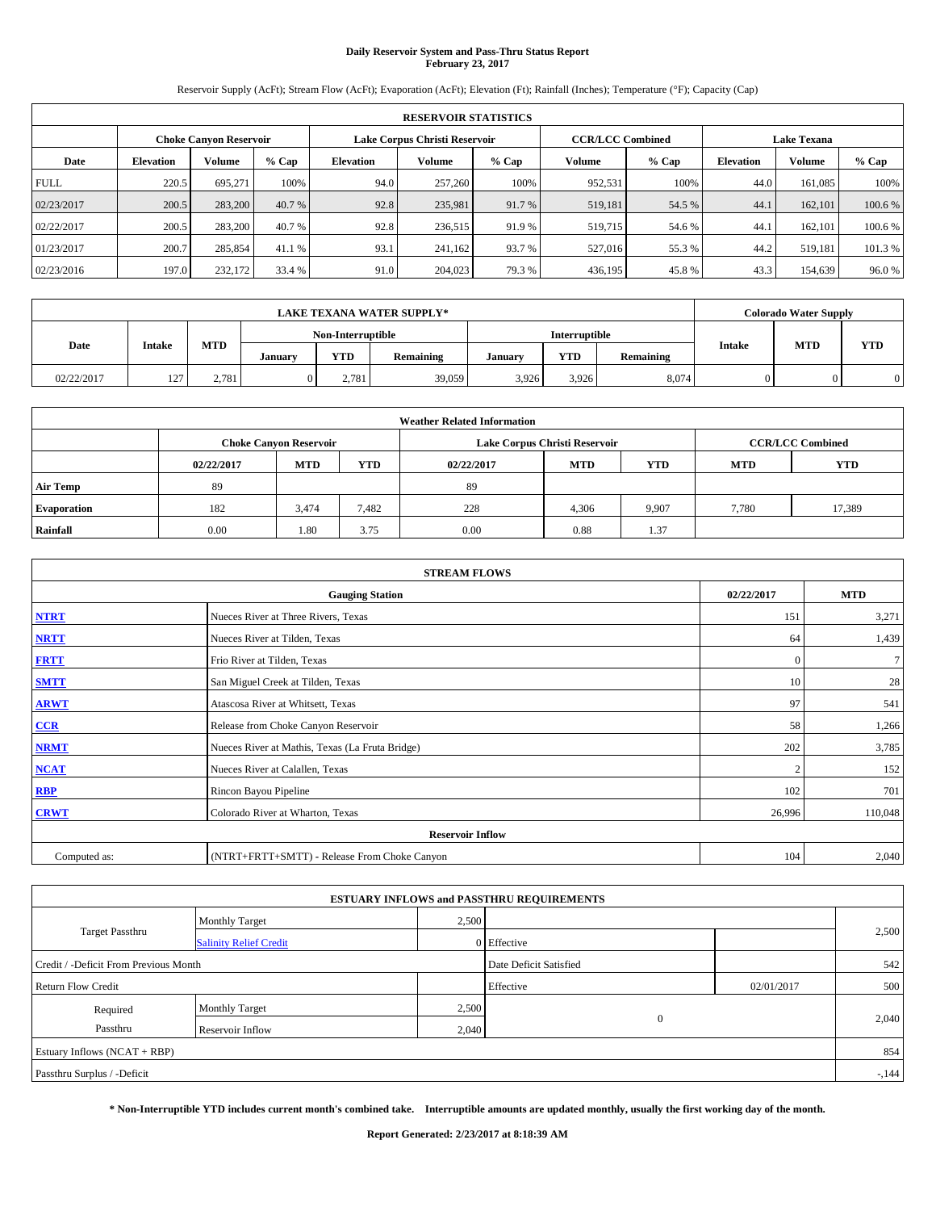# Daily Reservoir System and Pass-Thru Status Report
## February 23, 2017

Reservoir Supply (AcFt); Stream Flow (AcFt); Evaporation (AcFt); Elevation (Ft); Rainfall (Inches); Temperature (°F); Capacity (Cap)

| RESERVOIR STATISTICS | | | | | | | | | | | |
|---|---|---|---|---|---|---|---|---|---|---|---|
| | Choke Canyon Reservoir | | | Lake Corpus Christi Reservoir | | | CCR/LCC Combined | | Lake Texana | | |
| Date | Elevation | Volume | % Cap | Elevation | Volume | % Cap | Volume | % Cap | Elevation | Volume | % Cap |
| FULL | 220.5 | 695,271 | 100% | 94.0 | 257,260 | 100% | 952,531 | 100% | 44.0 | 161,085 | 100% |
| 02/23/2017 | 200.5 | 283,200 | 40.7 % | 92.8 | 235,981 | 91.7 % | 519,181 | 54.5 % | 44.1 | 162,101 | 100.6 % |
| 02/22/2017 | 200.5 | 283,200 | 40.7 % | 92.8 | 236,515 | 91.9 % | 519,715 | 54.6 % | 44.1 | 162,101 | 100.6 % |
| 01/23/2017 | 200.7 | 285,854 | 41.1 % | 93.1 | 241,162 | 93.7 % | 527,016 | 55.3 % | 44.2 | 519,181 | 101.3 % |
| 02/23/2016 | 197.0 | 232,172 | 33.4 % | 91.0 | 204,023 | 79.3 % | 436,195 | 45.8 % | 43.3 | 154,639 | 96.0 % |

| LAKE TEXANA WATER SUPPLY* | | | | | | | | | Colorado Water Supply | | |
|---|---|---|---|---|---|---|---|---|---|---|---|
| Date | Intake | MTD | Non-Interruptible | | | Interruptible | | | Intake | MTD | YTD |
| | | | January | YTD | Remaining | January | YTD | Remaining | | | |
| 02/22/2017 | 127 | 2,781 | 0 | 2,781 | 39,059 | 3,926 | 3,926 | 8,074 | 0 | 0 | 0 |

| Weather Related Information | | | | | | | | |
|---|---|---|---|---|---|---|---|---|
| | Choke Canyon Reservoir | | | Lake Corpus Christi Reservoir | | | CCR/LCC Combined | |
| | 02/22/2017 | MTD | YTD | 02/22/2017 | MTD | YTD | MTD | YTD |
| Air Temp | 89 | | | 89 | | | | |
| Evaporation | 182 | 3,474 | 7,482 | 228 | 4,306 | 9,907 | 7,780 | 17,389 |
| Rainfall | 0.00 | 1.80 | 3.75 | 0.00 | 0.88 | 1.37 | | |

| STREAM FLOWS | | | |
|---|---|---|---|
| Gauging Station | | 02/22/2017 | MTD |
| NTRT | Nueces River at Three Rivers, Texas | 151 | 3,271 |
| NRTT | Nueces River at Tilden, Texas | 64 | 1,439 |
| FRTT | Frio River at Tilden, Texas | 0 | 7 |
| SMTT | San Miguel Creek at Tilden, Texas | 10 | 28 |
| ARWT | Atascosa River at Whitsett, Texas | 97 | 541 |
| CCR | Release from Choke Canyon Reservoir | 58 | 1,266 |
| NRMT | Nueces River at Mathis, Texas (La Fruta Bridge) | 202 | 3,785 |
| NCAT | Nueces River at Calallen, Texas | 2 | 152 |
| RBP | Rincon Bayou Pipeline | 102 | 701 |
| CRWT | Colorado River at Wharton, Texas | 26,996 | 110,048 |
| Reservoir Inflow | | | |
| Computed as: | (NTRT+FRTT+SMTT) - Release From Choke Canyon | 104 | 2,040 |

| ESTUARY INFLOWS and PASSTHRU REQUIREMENTS | | | | | |
|---|---|---|---|---|---|
| Target Passthru | Monthly Target | 2,500 | | | 2,500 |
| | Salinity Relief Credit | 0 | Effective | | |
| Credit / -Deficit From Previous Month | | | Date Deficit Satisfied | | 542 |
| Return Flow Credit | | | Effective | 02/01/2017 | 500 |
| Required Passthru | Monthly Target | 2,500 | 0 | | 2,040 |
| | Reservoir Inflow | 2,040 | | | |
| Estuary Inflows (NCAT + RBP) | | | | | 854 |
| Passthru Surplus / -Deficit | | | | | -,144 |

**\* Non-Interruptible YTD includes current month's combined take. Interruptible amounts are updated monthly, usually the first working day of the month.**

**Report Generated: 2/23/2017 at 8:18:39 AM**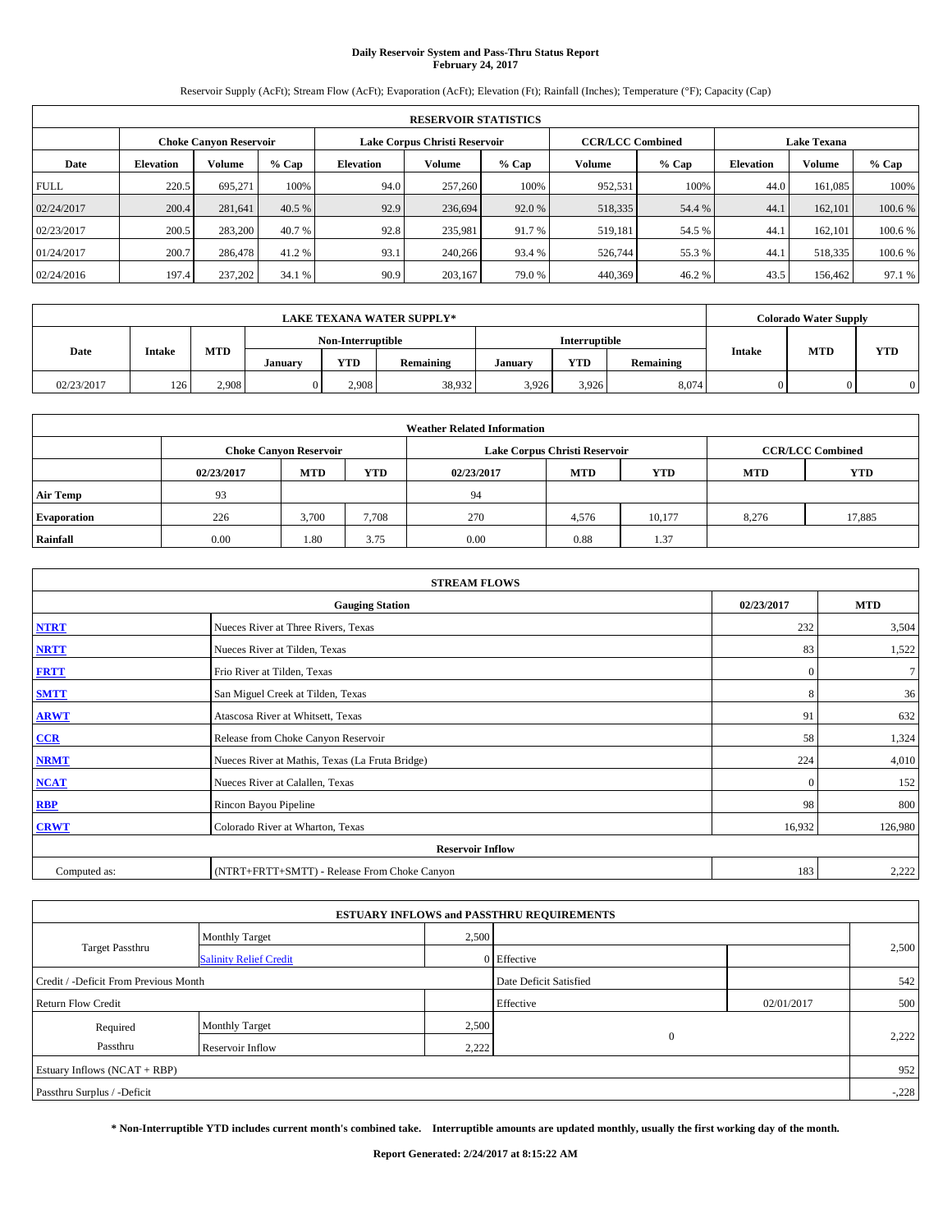# Daily Reservoir System and Pass-Thru Status Report
## February 24, 2017

Reservoir Supply (AcFt); Stream Flow (AcFt); Evaporation (AcFt); Elevation (Ft); Rainfall (Inches); Temperature (°F); Capacity (Cap)

| RESERVOIR STATISTICS | | | | | | | | | | | |
|---|---|---|---|---|---|---|---|---|---|---|---|
| | Choke Canyon Reservoir | | | Lake Corpus Christi Reservoir | | | CCR/LCC Combined | | Lake Texana | | |
| Date | Elevation | Volume | % Cap | Elevation | Volume | % Cap | Volume | % Cap | Elevation | Volume | % Cap |
| FULL | 220.5 | 695,271 | 100% | 94.0 | 257,260 | 100% | 952,531 | 100% | 44.0 | 161,085 | 100% |
| 02/24/2017 | 200.4 | 281,641 | 40.5 % | 92.9 | 236,694 | 92.0 % | 518,335 | 54.4 % | 44.1 | 162,101 | 100.6 % |
| 02/23/2017 | 200.5 | 283,200 | 40.7 % | 92.8 | 235,981 | 91.7 % | 519,181 | 54.5 % | 44.1 | 162,101 | 100.6 % |
| 01/24/2017 | 200.7 | 286,478 | 41.2 % | 93.1 | 240,266 | 93.4 % | 526,744 | 55.3 % | 44.1 | 518,335 | 100.6 % |
| 02/24/2016 | 197.4 | 237,202 | 34.1 % | 90.9 | 203,167 | 79.0 % | 440,369 | 46.2 % | 43.5 | 156,462 | 97.1 % |

| LAKE TEXANA WATER SUPPLY* | | | | | | | | | Colorado Water Supply | | |
|---|---|---|---|---|---|---|---|---|---|---|---|
| Date | Intake | MTD | Non-Interruptible | | | Interruptible | | | Intake | MTD | YTD |
| | | | January | YTD | Remaining | January | YTD | Remaining | | | |
| 02/23/2017 | 126 | 2,908 | 0 | 2,908 | 38,932 | 3,926 | 3,926 | 8,074 | 0 | 0 | 0 |

| Weather Related Information | | | | | | | | |
|---|---|---|---|---|---|---|---|---|
| | Choke Canyon Reservoir | | | Lake Corpus Christi Reservoir | | | CCR/LCC Combined | |
| | 02/23/2017 | MTD | YTD | 02/23/2017 | MTD | YTD | MTD | YTD |
| Air Temp | 93 | | | 94 | | | | |
| Evaporation | 226 | 3,700 | 7,708 | 270 | 4,576 | 10,177 | 8,276 | 17,885 |
| Rainfall | 0.00 | 1.80 | 3.75 | 0.00 | 0.88 | 1.37 | | |

| STREAM FLOWS | | | |
|---|---|---|---|
| Gauging Station | | 02/23/2017 | MTD |
| NTRT | Nueces River at Three Rivers, Texas | 232 | 3,504 |
| NRTT | Nueces River at Tilden, Texas | 83 | 1,522 |
| FRTT | Frio River at Tilden, Texas | 0 | 7 |
| SMTT | San Miguel Creek at Tilden, Texas | 8 | 36 |
| ARWT | Atascosa River at Whitsett, Texas | 91 | 632 |
| CCR | Release from Choke Canyon Reservoir | 58 | 1,324 |
| NRMT | Nueces River at Mathis, Texas (La Fruta Bridge) | 224 | 4,010 |
| NCAT | Nueces River at Calallen, Texas | 0 | 152 |
| RBP | Rincon Bayou Pipeline | 98 | 800 |
| CRWT | Colorado River at Wharton, Texas | 16,932 | 126,980 |
| Reservoir Inflow | | | |
| Computed as: | (NTRT+FRTT+SMTT) - Release From Choke Canyon | 183 | 2,222 |

| ESTUARY INFLOWS and PASSTHRU REQUIREMENTS | | | | | |
|---|---|---|---|---|---|
| Target Passthru | Monthly Target | 2,500 | | | 2,500 |
| | Salinity Relief Credit | 0 | Effective | | |
| Credit / -Deficit From Previous Month | | | Date Deficit Satisfied | | 542 |
| Return Flow Credit | | | Effective | 02/01/2017 | 500 |
| Required Passthru | Monthly Target | 2,500 | 0 | | 2,222 |
| | Reservoir Inflow | 2,222 | | | |
| Estuary Inflows (NCAT + RBP) | | | | | 952 |
| Passthru Surplus / -Deficit | | | | | -228 |

**\* Non-Interruptible YTD includes current month's combined take. Interruptible amounts are updated monthly, usually the first working day of the month.**

**Report Generated: 2/24/2017 at 8:15:22 AM**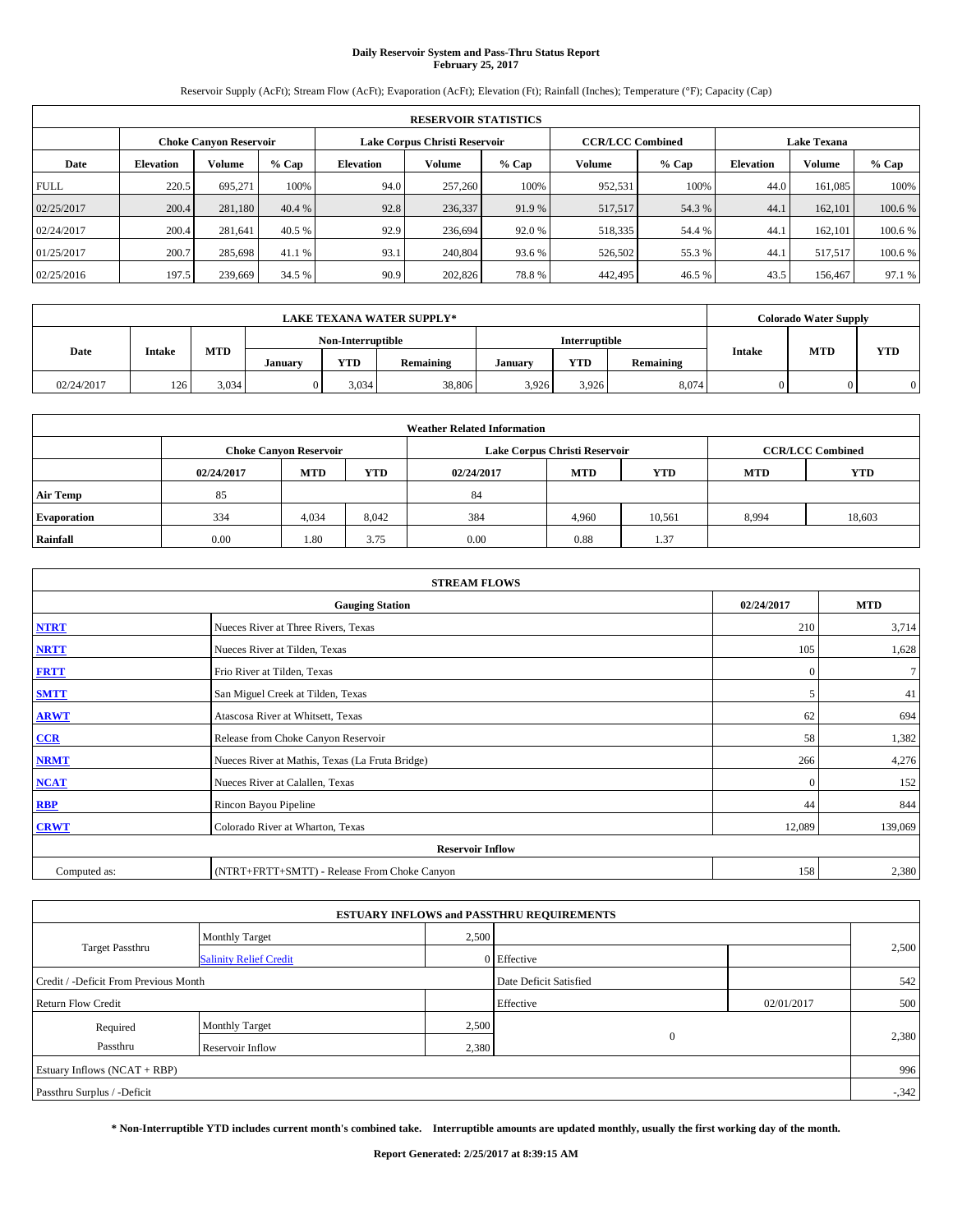# Daily Reservoir System and Pass-Thru Status Report
## February 25, 2017

Reservoir Supply (AcFt); Stream Flow (AcFt); Evaporation (AcFt); Elevation (Ft); Rainfall (Inches); Temperature (°F); Capacity (Cap)

| RESERVOIR STATISTICS | | | | | | | | | | | |
|---|---|---|---|---|---|---|---|---|---|---|---|
| | Choke Canyon Reservoir | | | Lake Corpus Christi Reservoir | | | CCR/LCC Combined | | Lake Texana | | |
| Date | Elevation | Volume | % Cap | Elevation | Volume | % Cap | Volume | % Cap | Elevation | Volume | % Cap |
| FULL | 220.5 | 695,271 | 100% | 94.0 | 257,260 | 100% | 952,531 | 100% | 44.0 | 161,085 | 100% |
| 02/25/2017 | 200.4 | 281,180 | 40.4 % | 92.8 | 236,337 | 91.9 % | 517,517 | 54.3 % | 44.1 | 162,101 | 100.6 % |
| 02/24/2017 | 200.4 | 281,641 | 40.5 % | 92.9 | 236,694 | 92.0 % | 518,335 | 54.4 % | 44.1 | 162,101 | 100.6 % |
| 01/25/2017 | 200.7 | 285,698 | 41.1 % | 93.1 | 240,804 | 93.6 % | 526,502 | 55.3 % | 44.1 | 517,517 | 100.6 % |
| 02/25/2016 | 197.5 | 239,669 | 34.5 % | 90.9 | 202,826 | 78.8 % | 442,495 | 46.5 % | 43.5 | 156,467 | 97.1 % |

| LAKE TEXANA WATER SUPPLY* | | | | | | | | | Colorado Water Supply | | |
|---|---|---|---|---|---|---|---|---|---|---|---|
| Date | Intake | MTD | Non-Interruptible | | | Interruptible | | | Intake | MTD | YTD |
| | | | January | YTD | Remaining | January | YTD | Remaining | | | |
| 02/24/2017 | 126 | 3,034 | 0 | 3,034 | 38,806 | 3,926 | 3,926 | 8,074 | 0 | 0 | 0 |

| Weather Related Information | | | | | | | | |
|---|---|---|---|---|---|---|---|---|
| | Choke Canyon Reservoir | | | Lake Corpus Christi Reservoir | | | CCR/LCC Combined | |
| | 02/24/2017 | MTD | YTD | 02/24/2017 | MTD | YTD | MTD | YTD |
| Air Temp | 85 | | | 84 | | | | |
| Evaporation | 334 | 4,034 | 8,042 | 384 | 4,960 | 10,561 | 8,994 | 18,603 |
| Rainfall | 0.00 | 1.80 | 3.75 | 0.00 | 0.88 | 1.37 | | |

| STREAM FLOWS | | | |
|---|---|---|---|
| | Gauging Station | 02/24/2017 | MTD |
| NTRT | Nueces River at Three Rivers, Texas | 210 | 3,714 |
| NRTT | Nueces River at Tilden, Texas | 105 | 1,628 |
| FRTT | Frio River at Tilden, Texas | 0 | 7 |
| SMTT | San Miguel Creek at Tilden, Texas | 5 | 41 |
| ARWT | Atascosa River at Whitsett, Texas | 62 | 694 |
| CCR | Release from Choke Canyon Reservoir | 58 | 1,382 |
| NRMT | Nueces River at Mathis, Texas (La Fruta Bridge) | 266 | 4,276 |
| NCAT | Nueces River at Calallen, Texas | 0 | 152 |
| RBP | Rincon Bayou Pipeline | 44 | 844 |
| CRWT | Colorado River at Wharton, Texas | 12,089 | 139,069 |
| Reservoir Inflow | | | |
| Computed as: | (NTRT+FRTT+SMTT) - Release From Choke Canyon | 158 | 2,380 |

| ESTUARY INFLOWS and PASSTHRU REQUIREMENTS | | | | | |
|---|---|---|---|---|---|
| Target Passthru | Monthly Target | 2,500 | | | 2,500 |
| | Salinity Relief Credit | 0 | Effective | | |
| Credit / -Deficit From Previous Month | | | Date Deficit Satisfied | | 542 |
| Return Flow Credit | | | Effective | 02/01/2017 | 500 |
| Required Passthru | Monthly Target | 2,500 | 0 | | 2,380 |
| | Reservoir Inflow | 2,380 | | | |
| Estuary Inflows (NCAT + RBP) | | | | | 996 |
| Passthru Surplus / -Deficit | | | | | -,342 |

**\* Non-Interruptible YTD includes current month's combined take. Interruptible amounts are updated monthly, usually the first working day of the month.**

**Report Generated: 2/25/2017 at 8:39:15 AM**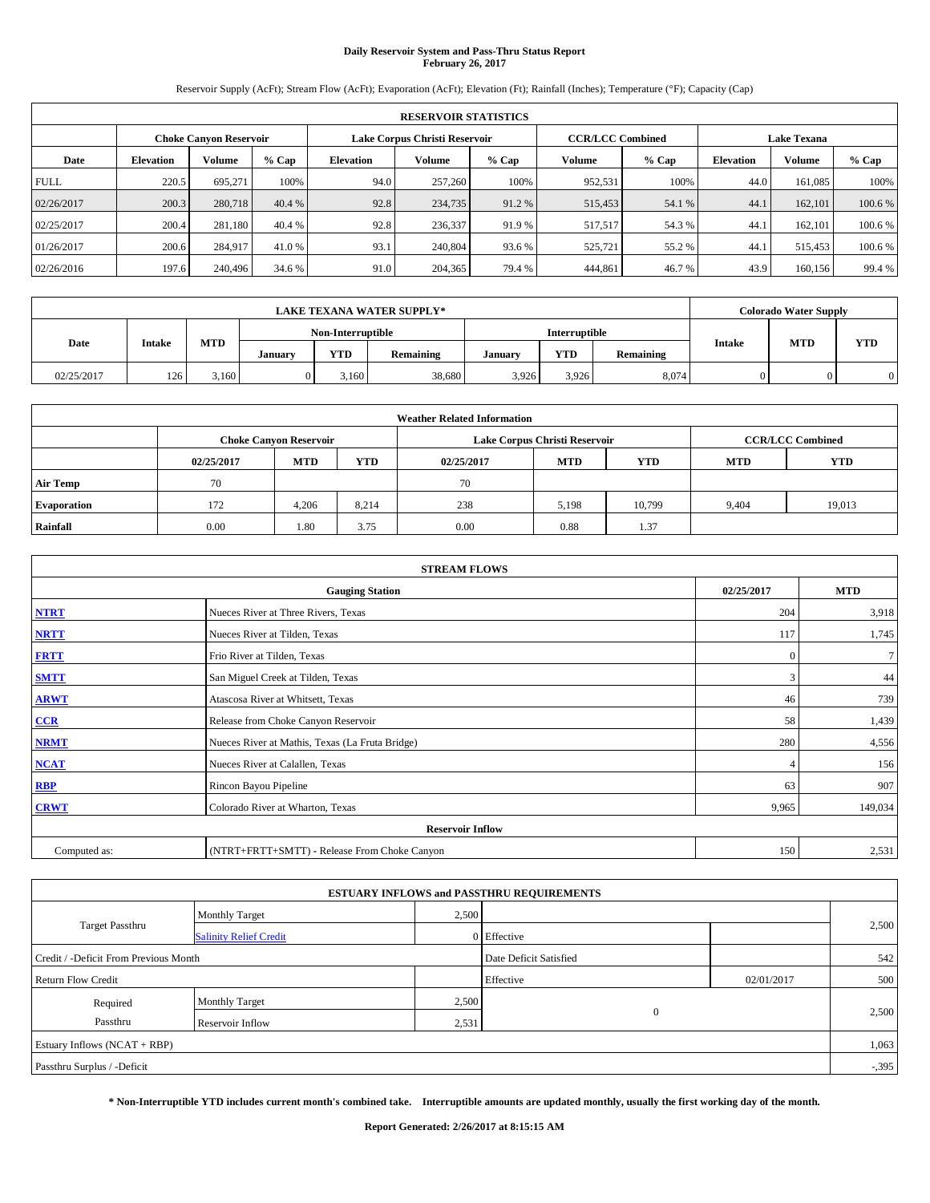# Daily Reservoir System and Pass-Thru Status Report
## February 26, 2017

Reservoir Supply (AcFt); Stream Flow (AcFt); Evaporation (AcFt); Elevation (Ft); Rainfall (Inches); Temperature (°F); Capacity (Cap)

| RESERVOIR STATISTICS | | | | | | | | | | | |
|---|---|---|---|---|---|---|---|---|---|---|---|
| | Choke Canyon Reservoir | | | Lake Corpus Christi Reservoir | | | CCR/LCC Combined | | Lake Texana | | |
| Date | Elevation | Volume | % Cap | Elevation | Volume | % Cap | Volume | % Cap | Elevation | Volume | % Cap |
| FULL | 220.5 | 695,271 | 100% | 94.0 | 257,260 | 100% | 952,531 | 100% | 44.0 | 161,085 | 100% |
| 02/26/2017 | 200.3 | 280,718 | 40.4 % | 92.8 | 234,735 | 91.2 % | 515,453 | 54.1 % | 44.1 | 162,101 | 100.6 % |
| 02/25/2017 | 200.4 | 281,180 | 40.4 % | 92.8 | 236,337 | 91.9 % | 517,517 | 54.3 % | 44.1 | 162,101 | 100.6 % |
| 01/26/2017 | 200.6 | 284,917 | 41.0 % | 93.1 | 240,804 | 93.6 % | 525,721 | 55.2 % | 44.1 | 515,453 | 100.6 % |
| 02/26/2016 | 197.6 | 240,496 | 34.6 % | 91.0 | 204,365 | 79.4 % | 444,861 | 46.7 % | 43.9 | 160,156 | 99.4 % |

| LAKE TEXANA WATER SUPPLY* | | | | | | | | | Colorado Water Supply | | |
|---|---|---|---|---|---|---|---|---|---|---|---|
| Date | Intake | MTD | Non-Interruptible | | | Interruptible | | | Intake | MTD | YTD |
| | | | January | YTD | Remaining | January | YTD | Remaining | | | |
| 02/25/2017 | 126 | 3,160 | 0 | 3,160 | 38,680 | 3,926 | 3,926 | 8,074 | 0 | 0 | 0 |

| Weather Related Information | | | | | | | | |
|---|---|---|---|---|---|---|---|---|
| | Choke Canyon Reservoir | | | Lake Corpus Christi Reservoir | | | CCR/LCC Combined | |
| | 02/25/2017 | MTD | YTD | 02/25/2017 | MTD | YTD | MTD | YTD |
| Air Temp | 70 | | | 70 | | | | |
| Evaporation | 172 | 4,206 | 8,214 | 238 | 5,198 | 10,799 | 9,404 | 19,013 |
| Rainfall | 0.00 | 1.80 | 3.75 | 0.00 | 0.88 | 1.37 | | |

| STREAM FLOWS | | | |
|---|---|---|---|
| | Gauging Station | 02/25/2017 | MTD |
| NTRT | Nueces River at Three Rivers, Texas | 204 | 3,918 |
| NRTT | Nueces River at Tilden, Texas | 117 | 1,745 |
| FRTT | Frio River at Tilden, Texas | 0 | 7 |
| SMTT | San Miguel Creek at Tilden, Texas | 3 | 44 |
| ARWT | Atascosa River at Whitsett, Texas | 46 | 739 |
| CCR | Release from Choke Canyon Reservoir | 58 | 1,439 |
| NRMT | Nueces River at Mathis, Texas (La Fruta Bridge) | 280 | 4,556 |
| NCAT | Nueces River at Calallen, Texas | 4 | 156 |
| RBP | Rincon Bayou Pipeline | 63 | 907 |
| CRWT | Colorado River at Wharton, Texas | 9,965 | 149,034 |
| Reservoir Inflow | | | |
| Computed as: | (NTRT+FRTT+SMTT) - Release From Choke Canyon | 150 | 2,531 |

| ESTUARY INFLOWS and PASSTHRU REQUIREMENTS | | | | | |
|---|---|---|---|---|---|
| Target Passthru | Monthly Target | 2,500 | | | 2,500 |
| | Salinity Relief Credit | 0 | Effective | | |
| Credit / -Deficit From Previous Month | | | Date Deficit Satisfied | | 542 |
| Return Flow Credit | | | Effective | 02/01/2017 | 500 |
| Required Passthru | Monthly Target | 2,500 | 0 | | 2,500 |
| | Reservoir Inflow | 2,531 | | | |
| Estuary Inflows (NCAT + RBP) | | | | | 1,063 |
| Passthru Surplus / -Deficit | | | | | -395 |

**\* Non-Interruptible YTD includes current month's combined take. Interruptible amounts are updated monthly, usually the first working day of the month.**

**Report Generated: 2/26/2017 at 8:15:15 AM**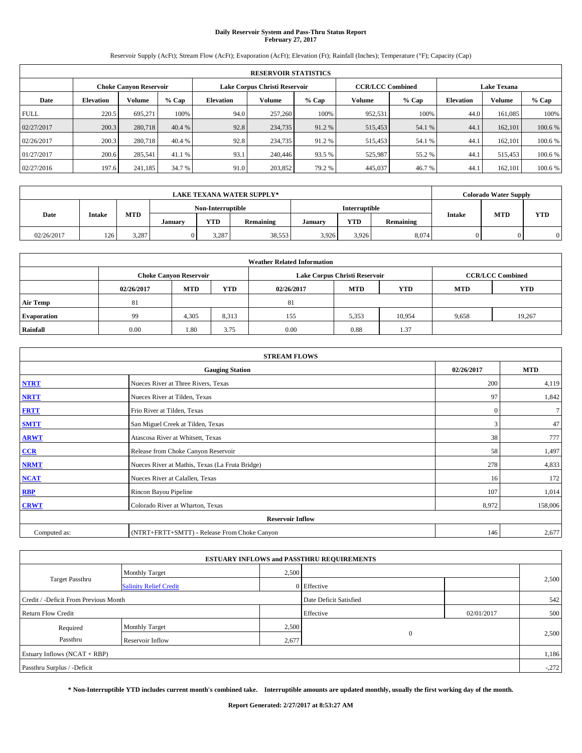# Daily Reservoir System and Pass-Thru Status Report
## February 27, 2017

Reservoir Supply (AcFt); Stream Flow (AcFt); Evaporation (AcFt); Elevation (Ft); Rainfall (Inches); Temperature (°F); Capacity (Cap)

| RESERVOIR STATISTICS | | | | | | | | | | | |
|---|---|---|---|---|---|---|---|---|---|---|---|
| | Choke Canyon Reservoir | | | Lake Corpus Christi Reservoir | | | CCR/LCC Combined | | Lake Texana | | |
| Date | Elevation | Volume | % Cap | Elevation | Volume | % Cap | Volume | % Cap | Elevation | Volume | % Cap |
| FULL | 220.5 | 695,271 | 100% | 94.0 | 257,260 | 100% | 952,531 | 100% | 44.0 | 161,085 | 100% |
| 02/27/2017 | 200.3 | 280,718 | 40.4 % | 92.8 | 234,735 | 91.2 % | 515,453 | 54.1 % | 44.1 | 162,101 | 100.6 % |
| 02/26/2017 | 200.3 | 280,718 | 40.4 % | 92.8 | 234,735 | 91.2 % | 515,453 | 54.1 % | 44.1 | 162,101 | 100.6 % |
| 01/27/2017 | 200.6 | 285,541 | 41.1 % | 93.1 | 240,446 | 93.5 % | 525,987 | 55.2 % | 44.1 | 515,453 | 100.6 % |
| 02/27/2016 | 197.6 | 241,185 | 34.7 % | 91.0 | 203,852 | 79.2 % | 445,037 | 46.7 % | 44.1 | 162,101 | 100.6 % |

| LAKE TEXANA WATER SUPPLY* | | | | | | | | | Colorado Water Supply | | |
|---|---|---|---|---|---|---|---|---|---|---|---|
| Date | Intake | MTD | Non-Interruptible | | | Interruptible | | | Intake | MTD | YTD |
| | | | January | YTD | Remaining | January | YTD | Remaining | | | |
| 02/26/2017 | 126 | 3,287 | 0 | 3,287 | 38,553 | 3,926 | 3,926 | 8,074 | 0 | 0 | 0 |

| Weather Related Information | | | | | | | | |
|---|---|---|---|---|---|---|---|---|
| | Choke Canyon Reservoir | | | Lake Corpus Christi Reservoir | | | CCR/LCC Combined | |
| | 02/26/2017 | MTD | YTD | 02/26/2017 | MTD | YTD | MTD | YTD |
| Air Temp | 81 | | | 81 | | | | |
| Evaporation | 99 | 4,305 | 8,313 | 155 | 5,353 | 10,954 | 9,658 | 19,267 |
| Rainfall | 0.00 | 1.80 | 3.75 | 0.00 | 0.88 | 1.37 | | |

| STREAM FLOWS | | | |
|---|---|---|---|
| Gauging Station | | 02/26/2017 | MTD |
| NTRT | Nueces River at Three Rivers, Texas | 200 | 4,119 |
| NRTT | Nueces River at Tilden, Texas | 97 | 1,842 |
| FRTT | Frio River at Tilden, Texas | 0 | 7 |
| SMTT | San Miguel Creek at Tilden, Texas | 3 | 47 |
| ARWT | Atascosa River at Whitsett, Texas | 38 | 777 |
| CCR | Release from Choke Canyon Reservoir | 58 | 1,497 |
| NRMT | Nueces River at Mathis, Texas (La Fruta Bridge) | 278 | 4,833 |
| NCAT | Nueces River at Calallen, Texas | 16 | 172 |
| RBP | Rincon Bayou Pipeline | 107 | 1,014 |
| CRWT | Colorado River at Wharton, Texas | 8,972 | 158,006 |
| Reservoir Inflow | | | |
| Computed as: | (NTRT+FRTT+SMTT) - Release From Choke Canyon | 146 | 2,677 |

| ESTUARY INFLOWS and PASSTHRU REQUIREMENTS | | | | | |
|---|---|---|---|---|---|
| Target Passthru | Monthly Target | 2,500 | | | 2,500 |
| | Salinity Relief Credit | 0 | Effective | | |
| Credit / -Deficit From Previous Month | | | Date Deficit Satisfied | | 542 |
| Return Flow Credit | | | Effective | 02/01/2017 | 500 |
| Required Passthru | Monthly Target | 2,500 | 0 | | 2,500 |
| | Reservoir Inflow | 2,677 | | | |
| Estuary Inflows (NCAT + RBP) | | | | | 1,186 |
| Passthru Surplus / -Deficit | | | | | -,272 |

**\* Non-Interruptible YTD includes current month's combined take. Interruptible amounts are updated monthly, usually the first working day of the month.**

**Report Generated: 2/27/2017 at 8:53:27 AM**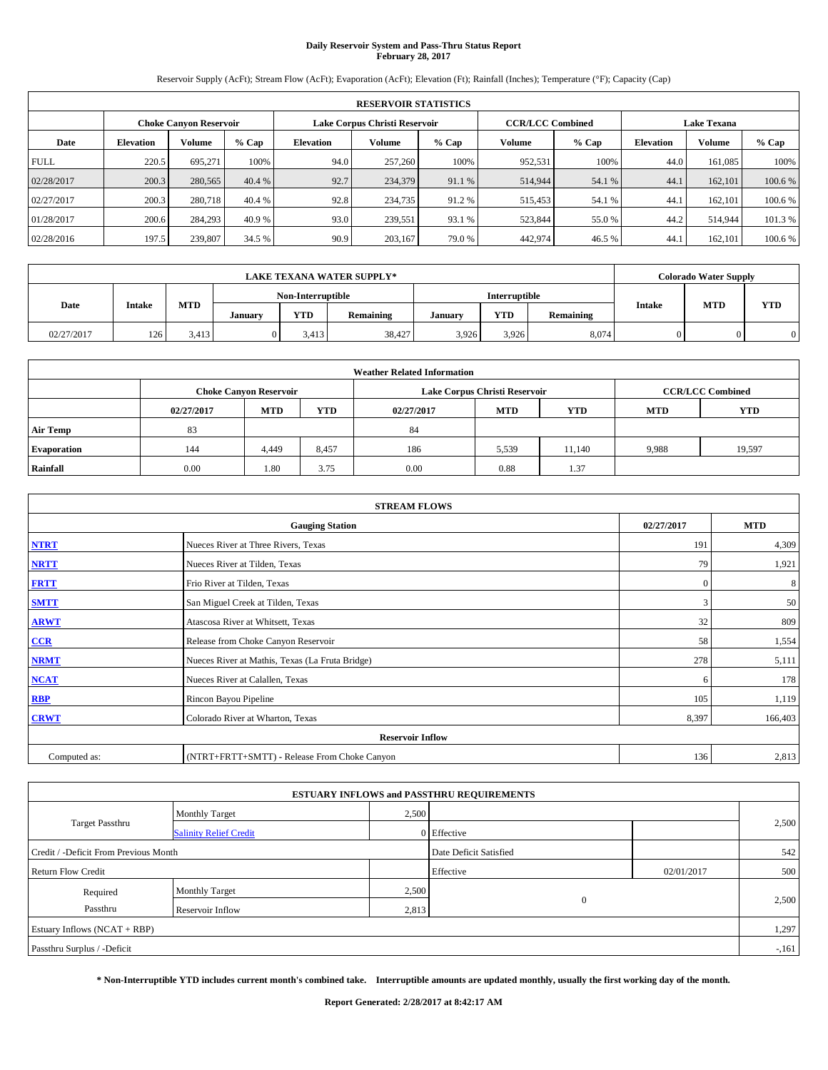# Daily Reservoir System and Pass-Thru Status Report
## February 28, 2017

Reservoir Supply (AcFt); Stream Flow (AcFt); Evaporation (AcFt); Elevation (Ft); Rainfall (Inches); Temperature (°F); Capacity (Cap)

| RESERVOIR STATISTICS | | | | | | | | | | | |
|---|---|---|---|---|---|---|---|---|---|---|---|
| | Choke Canyon Reservoir | | | Lake Corpus Christi Reservoir | | | CCR/LCC Combined | | Lake Texana | | |
| Date | Elevation | Volume | % Cap | Elevation | Volume | % Cap | Volume | % Cap | Elevation | Volume | % Cap |
| FULL | 220.5 | 695,271 | 100% | 94.0 | 257,260 | 100% | 952,531 | 100% | 44.0 | 161,085 | 100% |
| 02/28/2017 | 200.3 | 280,565 | 40.4 % | 92.7 | 234,379 | 91.1 % | 514,944 | 54.1 % | 44.1 | 162,101 | 100.6 % |
| 02/27/2017 | 200.3 | 280,718 | 40.4 % | 92.8 | 234,735 | 91.2 % | 515,453 | 54.1 % | 44.1 | 162,101 | 100.6 % |
| 01/28/2017 | 200.6 | 284,293 | 40.9 % | 93.0 | 239,551 | 93.1 % | 523,844 | 55.0 % | 44.2 | 514,944 | 101.3 % |
| 02/28/2016 | 197.5 | 239,807 | 34.5 % | 90.9 | 203,167 | 79.0 % | 442,974 | 46.5 % | 44.1 | 162,101 | 100.6 % |

| LAKE TEXANA WATER SUPPLY* | | | | | | | | | Colorado Water Supply | | |
|---|---|---|---|---|---|---|---|---|---|---|---|
| Date | Intake | MTD | Non-Interruptible | | | Interruptible | | | Intake | MTD | YTD |
| | | | January | YTD | Remaining | January | YTD | Remaining | | | |
| 02/27/2017 | 126 | 3,413 | 0 | 3,413 | 38,427 | 3,926 | 3,926 | 8,074 | 0 | 0 | 0 |

| Weather Related Information | | | | | | | | |
|---|---|---|---|---|---|---|---|---|
| | Choke Canyon Reservoir | | | Lake Corpus Christi Reservoir | | | CCR/LCC Combined | |
| | 02/27/2017 | MTD | YTD | 02/27/2017 | MTD | YTD | MTD | YTD |
| Air Temp | 83 | | | 84 | | | | |
| Evaporation | 144 | 4,449 | 8,457 | 186 | 5,539 | 11,140 | 9,988 | 19,597 |
| Rainfall | 0.00 | 1.80 | 3.75 | 0.00 | 0.88 | 1.37 | | |

| STREAM FLOWS | | | |
|---|---|---|---|
| | Gauging Station | 02/27/2017 | MTD |
| NTRT | Nueces River at Three Rivers, Texas | 191 | 4,309 |
| NRTT | Nueces River at Tilden, Texas | 79 | 1,921 |
| FRTT | Frio River at Tilden, Texas | 0 | 8 |
| SMTT | San Miguel Creek at Tilden, Texas | 3 | 50 |
| ARWT | Atascosa River at Whitsett, Texas | 32 | 809 |
| CCR | Release from Choke Canyon Reservoir | 58 | 1,554 |
| NRMT | Nueces River at Mathis, Texas (La Fruta Bridge) | 278 | 5,111 |
| NCAT | Nueces River at Calallen, Texas | 6 | 178 |
| RBP | Rincon Bayou Pipeline | 105 | 1,119 |
| CRWT | Colorado River at Wharton, Texas | 8,397 | 166,403 |
| Reservoir Inflow | | | |
| Computed as: | (NTRT+FRTT+SMTT) - Release From Choke Canyon | 136 | 2,813 |

| ESTUARY INFLOWS and PASSTHRU REQUIREMENTS | | | | | |
|---|---|---|---|---|---|
| Target Passthru | Monthly Target | 2,500 | | | 2,500 |
| | Salinity Relief Credit | 0 | Effective | | |
| Credit / -Deficit From Previous Month | | | Date Deficit Satisfied | | 542 |
| Return Flow Credit | | | Effective | 02/01/2017 | 500 |
| Required Passthru | Monthly Target | 2,500 | 0 | | 2,500 |
| | Reservoir Inflow | 2,813 | | | |
| Estuary Inflows (NCAT + RBP) | | | | | 1,297 |
| Passthru Surplus / -Deficit | | | | | -,161 |

**\* Non-Interruptible YTD includes current month's combined take. Interruptible amounts are updated monthly, usually the first working day of the month.**

**Report Generated: 2/28/2017 at 8:42:17 AM**